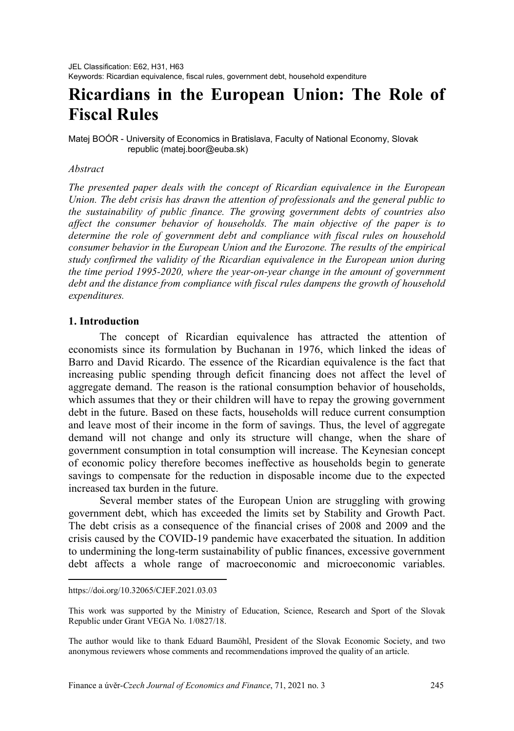JEL Classification: E62, H31, H63
Keywords: Ricardian equivalence, fiscal rules, government debt, household expenditure

# Ricardians in the European Union: The Role of Fiscal Rules

Matej BOÓR - University of Economics in Bratislava, Faculty of National Economy, Slovak republic (matej.boor@euba.sk)

*Abstract*

*The presented paper deals with the concept of Ricardian equivalence in the European Union. The debt crisis has drawn the attention of professionals and the general public to the sustainability of public finance. The growing government debts of countries also affect the consumer behavior of households. The main objective of the paper is to determine the role of government debt and compliance with fiscal rules on household consumer behavior in the European Union and the Eurozone. The results of the empirical study confirmed the validity of the Ricardian equivalence in the European union during the time period 1995-2020, where the year-on-year change in the amount of government debt and the distance from compliance with fiscal rules dampens the growth of household expenditures.*

## 1. Introduction

The concept of Ricardian equivalence has attracted the attention of economists since its formulation by Buchanan in 1976, which linked the ideas of Barro and David Ricardo. The essence of the Ricardian equivalence is the fact that increasing public spending through deficit financing does not affect the level of aggregate demand. The reason is the rational consumption behavior of households, which assumes that they or their children will have to repay the growing government debt in the future. Based on these facts, households will reduce current consumption and leave most of their income in the form of savings. Thus, the level of aggregate demand will not change and only its structure will change, when the share of government consumption in total consumption will increase. The Keynesian concept of economic policy therefore becomes ineffective as households begin to generate savings to compensate for the reduction in disposable income due to the expected increased tax burden in the future.

Several member states of the European Union are struggling with growing government debt, which has exceeded the limits set by Stability and Growth Pact. The debt crisis as a consequence of the financial crises of 2008 and 2009 and the crisis caused by the COVID-19 pandemic have exacerbated the situation. In addition to undermining the long-term sustainability of public finances, excessive government debt affects a whole range of macroeconomic and microeconomic variables.

---

https://doi.org/10.32065/CJEF.2021.03.03

This work was supported by the Ministry of Education, Science, Research and Sport of the Slovak Republic under Grant VEGA No. 1/0827/18.

The author would like to thank Eduard Baumöhl, President of the Slovak Economic Society, and two anonymous reviewers whose comments and recommendations improved the quality of an article.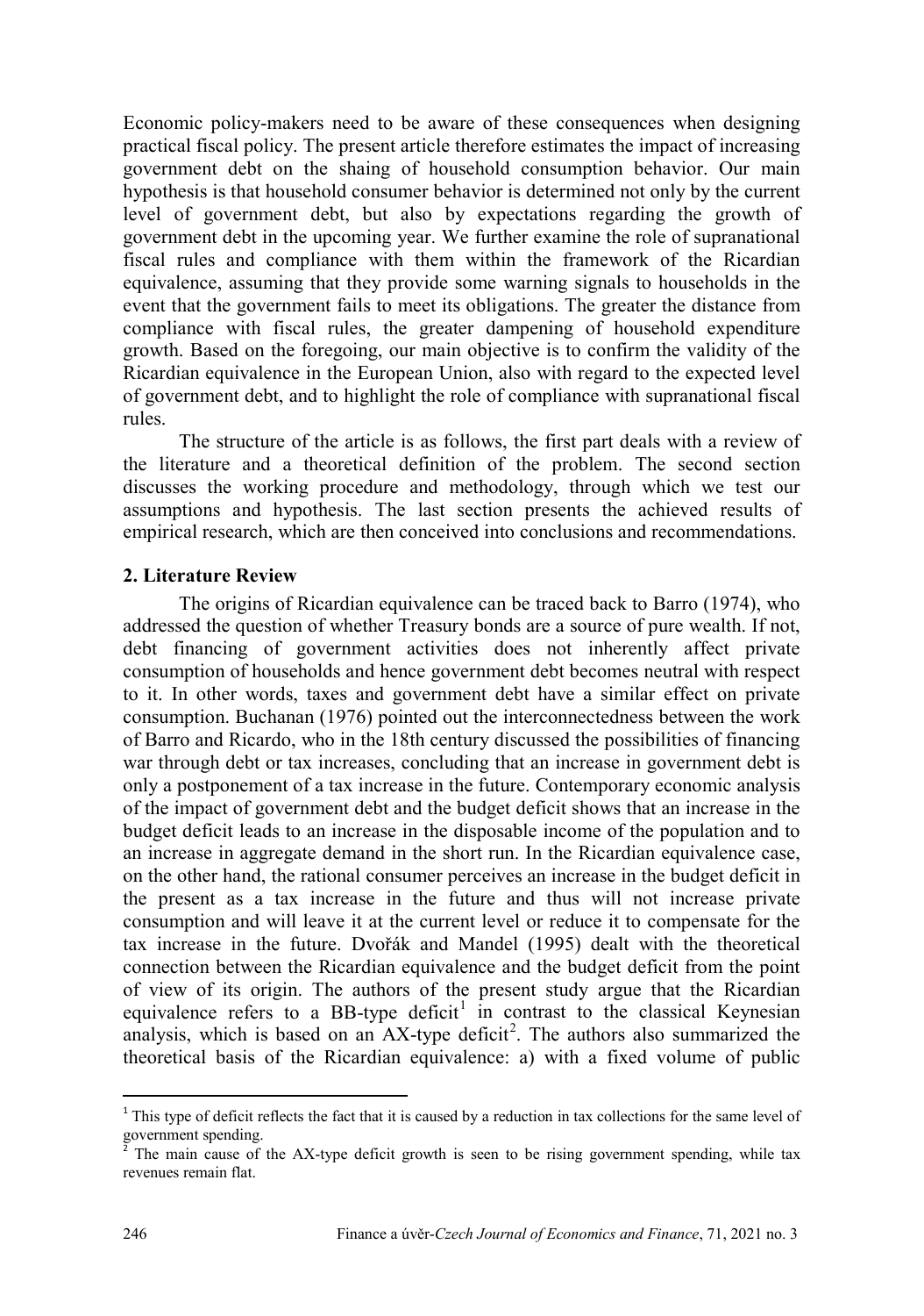Economic policy-makers need to be aware of these consequences when designing practical fiscal policy. The present article therefore estimates the impact of increasing government debt on the shaing of household consumption behavior. Our main hypothesis is that household consumer behavior is determined not only by the current level of government debt, but also by expectations regarding the growth of government debt in the upcoming year. We further examine the role of supranational fiscal rules and compliance with them within the framework of the Ricardian equivalence, assuming that they provide some warning signals to households in the event that the government fails to meet its obligations. The greater the distance from compliance with fiscal rules, the greater dampening of household expenditure growth. Based on the foregoing, our main objective is to confirm the validity of the Ricardian equivalence in the European Union, also with regard to the expected level of government debt, and to highlight the role of compliance with supranational fiscal rules.

The structure of the article is as follows, the first part deals with a review of the literature and a theoretical definition of the problem. The second section discusses the working procedure and methodology, through which we test our assumptions and hypothesis. The last section presents the achieved results of empirical research, which are then conceived into conclusions and recommendations.

## 2. Literature Review

The origins of Ricardian equivalence can be traced back to Barro (1974), who addressed the question of whether Treasury bonds are a source of pure wealth. If not, debt financing of government activities does not inherently affect private consumption of households and hence government debt becomes neutral with respect to it. In other words, taxes and government debt have a similar effect on private consumption. Buchanan (1976) pointed out the interconnectedness between the work of Barro and Ricardo, who in the 18th century discussed the possibilities of financing war through debt or tax increases, concluding that an increase in government debt is only a postponement of a tax increase in the future. Contemporary economic analysis of the impact of government debt and the budget deficit shows that an increase in the budget deficit leads to an increase in the disposable income of the population and to an increase in aggregate demand in the short run. In the Ricardian equivalence case, on the other hand, the rational consumer perceives an increase in the budget deficit in the present as a tax increase in the future and thus will not increase private consumption and will leave it at the current level or reduce it to compensate for the tax increase in the future. Dvořák and Mandel (1995) dealt with the theoretical connection between the Ricardian equivalence and the budget deficit from the point of view of its origin. The authors of the present study argue that the Ricardian equivalence refers to a BB-type deficit[1] in contrast to the classical Keynesian analysis, which is based on an AX-type deficit[2]. The authors also summarized the theoretical basis of the Ricardian equivalence: a) with a fixed volume of public

[1] This type of deficit reflects the fact that it is caused by a reduction in tax collections for the same level of government spending.

[2] The main cause of the AX-type deficit growth is seen to be rising government spending, while tax revenues remain flat.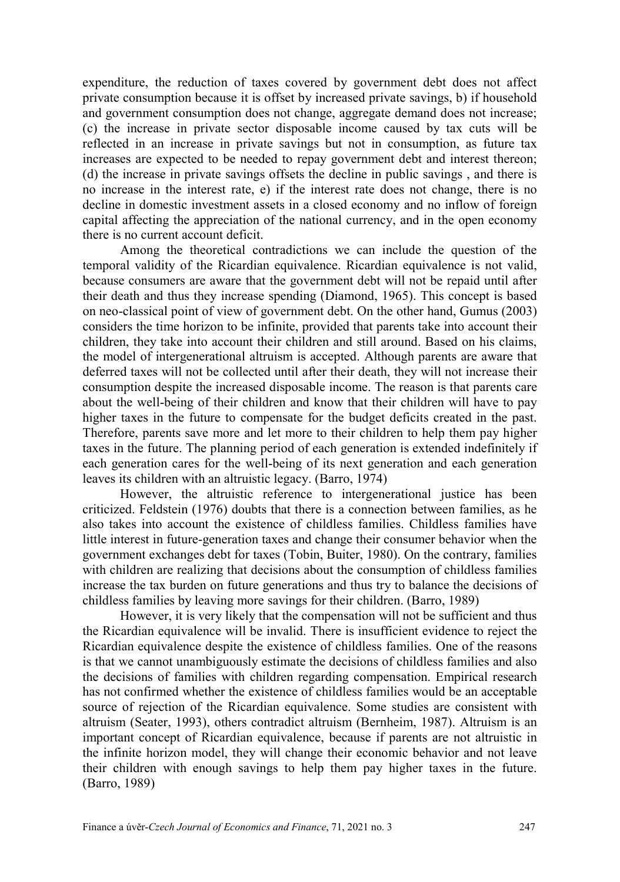expenditure, the reduction of taxes covered by government debt does not affect private consumption because it is offset by increased private savings, b) if household and government consumption does not change, aggregate demand does not increase; (c) the increase in private sector disposable income caused by tax cuts will be reflected in an increase in private savings but not in consumption, as future tax increases are expected to be needed to repay government debt and interest thereon; (d) the increase in private savings offsets the decline in public savings , and there is no increase in the interest rate, e) if the interest rate does not change, there is no decline in domestic investment assets in a closed economy and no inflow of foreign capital affecting the appreciation of the national currency, and in the open economy there is no current account deficit.

Among the theoretical contradictions we can include the question of the temporal validity of the Ricardian equivalence. Ricardian equivalence is not valid, because consumers are aware that the government debt will not be repaid until after their death and thus they increase spending (Diamond, 1965). This concept is based on neo-classical point of view of government debt. On the other hand, Gumus (2003) considers the time horizon to be infinite, provided that parents take into account their children, they take into account their children and still around. Based on his claims, the model of intergenerational altruism is accepted. Although parents are aware that deferred taxes will not be collected until after their death, they will not increase their consumption despite the increased disposable income. The reason is that parents care about the well-being of their children and know that their children will have to pay higher taxes in the future to compensate for the budget deficits created in the past. Therefore, parents save more and let more to their children to help them pay higher taxes in the future. The planning period of each generation is extended indefinitely if each generation cares for the well-being of its next generation and each generation leaves its children with an altruistic legacy. (Barro, 1974)

However, the altruistic reference to intergenerational justice has been criticized. Feldstein (1976) doubts that there is a connection between families, as he also takes into account the existence of childless families. Childless families have little interest in future-generation taxes and change their consumer behavior when the government exchanges debt for taxes (Tobin, Buiter, 1980). On the contrary, families with children are realizing that decisions about the consumption of childless families increase the tax burden on future generations and thus try to balance the decisions of childless families by leaving more savings for their children. (Barro, 1989)

However, it is very likely that the compensation will not be sufficient and thus the Ricardian equivalence will be invalid. There is insufficient evidence to reject the Ricardian equivalence despite the existence of childless families. One of the reasons is that we cannot unambiguously estimate the decisions of childless families and also the decisions of families with children regarding compensation. Empirical research has not confirmed whether the existence of childless families would be an acceptable source of rejection of the Ricardian equivalence. Some studies are consistent with altruism (Seater, 1993), others contradict altruism (Bernheim, 1987). Altruism is an important concept of Ricardian equivalence, because if parents are not altruistic in the infinite horizon model, they will change their economic behavior and not leave their children with enough savings to help them pay higher taxes in the future. (Barro, 1989)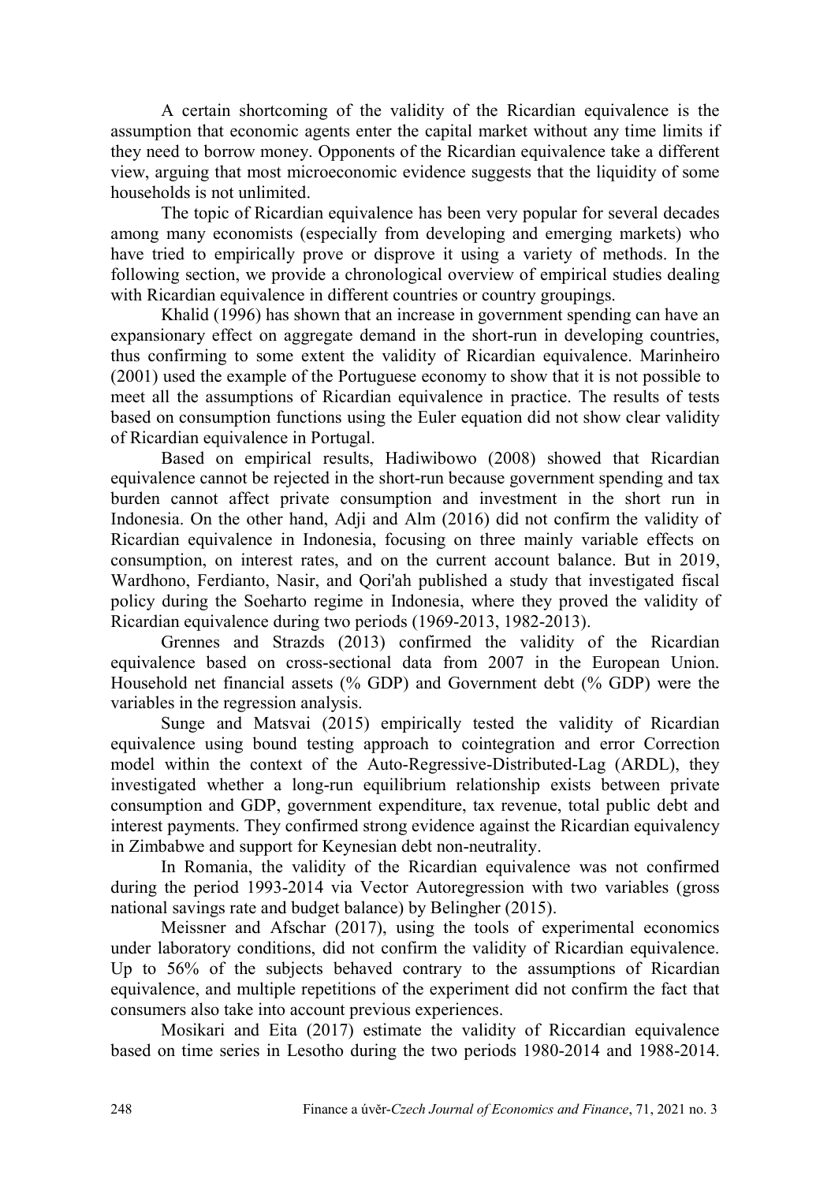A certain shortcoming of the validity of the Ricardian equivalence is the assumption that economic agents enter the capital market without any time limits if they need to borrow money. Opponents of the Ricardian equivalence take a different view, arguing that most microeconomic evidence suggests that the liquidity of some households is not unlimited.

The topic of Ricardian equivalence has been very popular for several decades among many economists (especially from developing and emerging markets) who have tried to empirically prove or disprove it using a variety of methods. In the following section, we provide a chronological overview of empirical studies dealing with Ricardian equivalence in different countries or country groupings.

Khalid (1996) has shown that an increase in government spending can have an expansionary effect on aggregate demand in the short-run in developing countries, thus confirming to some extent the validity of Ricardian equivalence. Marinheiro (2001) used the example of the Portuguese economy to show that it is not possible to meet all the assumptions of Ricardian equivalence in practice. The results of tests based on consumption functions using the Euler equation did not show clear validity of Ricardian equivalence in Portugal.

Based on empirical results, Hadiwibowo (2008) showed that Ricardian equivalence cannot be rejected in the short-run because government spending and tax burden cannot affect private consumption and investment in the short run in Indonesia. On the other hand, Adji and Alm (2016) did not confirm the validity of Ricardian equivalence in Indonesia, focusing on three mainly variable effects on consumption, on interest rates, and on the current account balance. But in 2019, Wardhono, Ferdianto, Nasir, and Qori'ah published a study that investigated fiscal policy during the Soeharto regime in Indonesia, where they proved the validity of Ricardian equivalence during two periods (1969-2013, 1982-2013).

Grennes and Strazds (2013) confirmed the validity of the Ricardian equivalence based on cross-sectional data from 2007 in the European Union. Household net financial assets (% GDP) and Government debt (% GDP) were the variables in the regression analysis.

Sunge and Matsvai (2015) empirically tested the validity of Ricardian equivalence using bound testing approach to cointegration and error Correction model within the context of the Auto-Regressive-Distributed-Lag (ARDL), they investigated whether a long-run equilibrium relationship exists between private consumption and GDP, government expenditure, tax revenue, total public debt and interest payments. They confirmed strong evidence against the Ricardian equivalency in Zimbabwe and support for Keynesian debt non-neutrality.

In Romania, the validity of the Ricardian equivalence was not confirmed during the period 1993-2014 via Vector Autoregression with two variables (gross national savings rate and budget balance) by Belingher (2015).

Meissner and Afschar (2017), using the tools of experimental economics under laboratory conditions, did not confirm the validity of Ricardian equivalence. Up to 56% of the subjects behaved contrary to the assumptions of Ricardian equivalence, and multiple repetitions of the experiment did not confirm the fact that consumers also take into account previous experiences.

Mosikari and Eita (2017) estimate the validity of Riccardian equivalence based on time series in Lesotho during the two periods 1980-2014 and 1988-2014.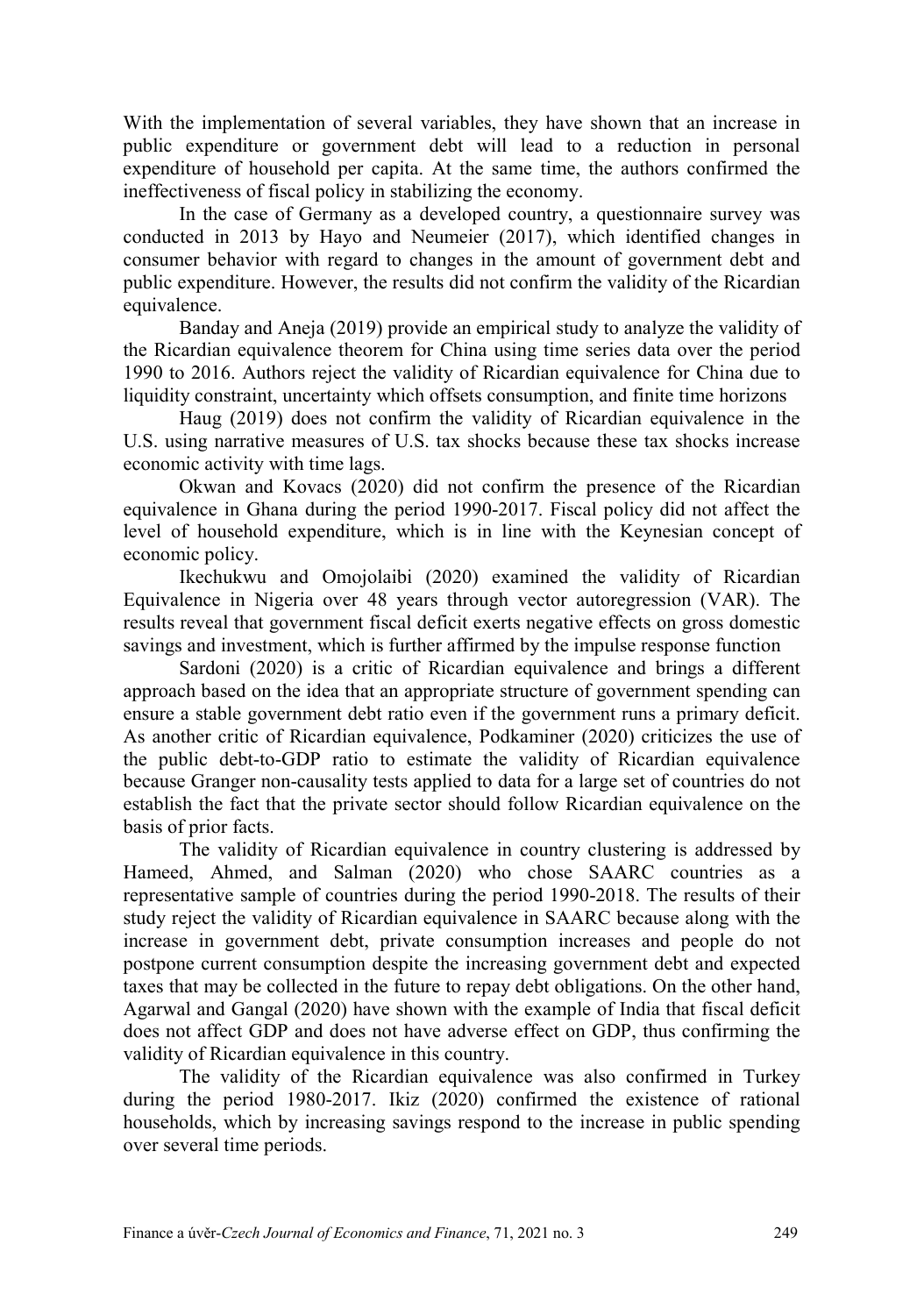With the implementation of several variables, they have shown that an increase in public expenditure or government debt will lead to a reduction in personal expenditure of household per capita. At the same time, the authors confirmed the ineffectiveness of fiscal policy in stabilizing the economy.

In the case of Germany as a developed country, a questionnaire survey was conducted in 2013 by Hayo and Neumeier (2017), which identified changes in consumer behavior with regard to changes in the amount of government debt and public expenditure. However, the results did not confirm the validity of the Ricardian equivalence.

Banday and Aneja (2019) provide an empirical study to analyze the validity of the Ricardian equivalence theorem for China using time series data over the period 1990 to 2016. Authors reject the validity of Ricardian equivalence for China due to liquidity constraint, uncertainty which offsets consumption, and finite time horizons

Haug (2019) does not confirm the validity of Ricardian equivalence in the U.S. using narrative measures of U.S. tax shocks because these tax shocks increase economic activity with time lags.

Okwan and Kovacs (2020) did not confirm the presence of the Ricardian equivalence in Ghana during the period 1990-2017. Fiscal policy did not affect the level of household expenditure, which is in line with the Keynesian concept of economic policy.

Ikechukwu and Omojolaibi (2020) examined the validity of Ricardian Equivalence in Nigeria over 48 years through vector autoregression (VAR). The results reveal that government fiscal deficit exerts negative effects on gross domestic savings and investment, which is further affirmed by the impulse response function

Sardoni (2020) is a critic of Ricardian equivalence and brings a different approach based on the idea that an appropriate structure of government spending can ensure a stable government debt ratio even if the government runs a primary deficit. As another critic of Ricardian equivalence, Podkaminer (2020) criticizes the use of the public debt-to-GDP ratio to estimate the validity of Ricardian equivalence because Granger non-causality tests applied to data for a large set of countries do not establish the fact that the private sector should follow Ricardian equivalence on the basis of prior facts.

The validity of Ricardian equivalence in country clustering is addressed by Hameed, Ahmed, and Salman (2020) who chose SAARC countries as a representative sample of countries during the period 1990-2018. The results of their study reject the validity of Ricardian equivalence in SAARC because along with the increase in government debt, private consumption increases and people do not postpone current consumption despite the increasing government debt and expected taxes that may be collected in the future to repay debt obligations. On the other hand, Agarwal and Gangal (2020) have shown with the example of India that fiscal deficit does not affect GDP and does not have adverse effect on GDP, thus confirming the validity of Ricardian equivalence in this country.

The validity of the Ricardian equivalence was also confirmed in Turkey during the period 1980-2017. Ikiz (2020) confirmed the existence of rational households, which by increasing savings respond to the increase in public spending over several time periods.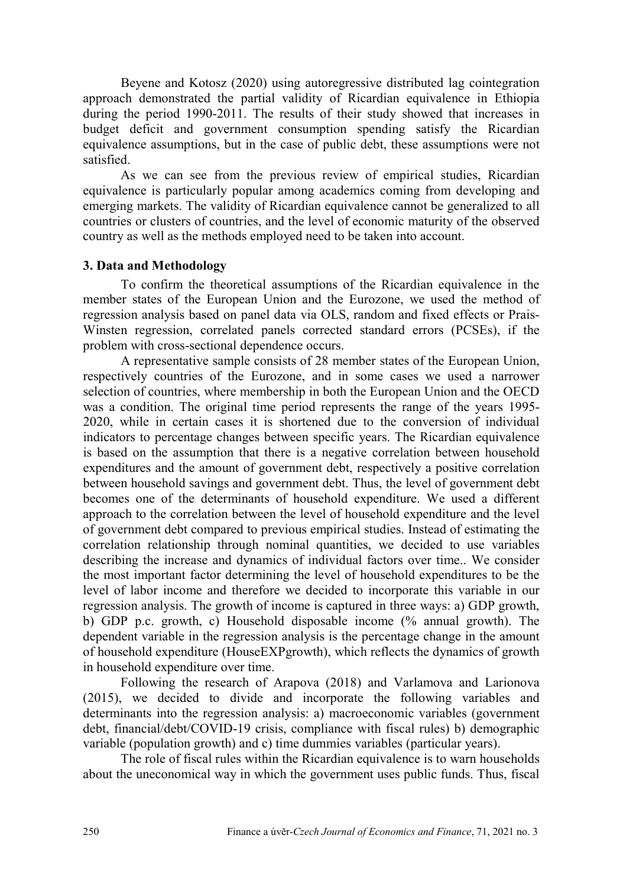Beyene and Kotosz (2020) using autoregressive distributed lag cointegration approach demonstrated the partial validity of Ricardian equivalence in Ethiopia during the period 1990-2011. The results of their study showed that increases in budget deficit and government consumption spending satisfy the Ricardian equivalence assumptions, but in the case of public debt, these assumptions were not satisfied.

As we can see from the previous review of empirical studies, Ricardian equivalence is particularly popular among academics coming from developing and emerging markets. The validity of Ricardian equivalence cannot be generalized to all countries or clusters of countries, and the level of economic maturity of the observed country as well as the methods employed need to be taken into account.

## 3. Data and Methodology

To confirm the theoretical assumptions of the Ricardian equivalence in the member states of the European Union and the Eurozone, we used the method of regression analysis based on panel data via OLS, random and fixed effects or Prais-Winsten regression, correlated panels corrected standard errors (PCSEs), if the problem with cross-sectional dependence occurs.

A representative sample consists of 28 member states of the European Union, respectively countries of the Eurozone, and in some cases we used a narrower selection of countries, where membership in both the European Union and the OECD was a condition. The original time period represents the range of the years 1995-2020, while in certain cases it is shortened due to the conversion of individual indicators to percentage changes between specific years. The Ricardian equivalence is based on the assumption that there is a negative correlation between household expenditures and the amount of government debt, respectively a positive correlation between household savings and government debt. Thus, the level of government debt becomes one of the determinants of household expenditure. We used a different approach to the correlation between the level of household expenditure and the level of government debt compared to previous empirical studies. Instead of estimating the correlation relationship through nominal quantities, we decided to use variables describing the increase and dynamics of individual factors over time.. We consider the most important factor determining the level of household expenditures to be the level of labor income and therefore we decided to incorporate this variable in our regression analysis. The growth of income is captured in three ways: a) GDP growth, b) GDP p.c. growth, c) Household disposable income (% annual growth). The dependent variable in the regression analysis is the percentage change in the amount of household expenditure (HouseEXPgrowth), which reflects the dynamics of growth in household expenditure over time.

Following the research of Arapova (2018) and Varlamova and Larionova (2015), we decided to divide and incorporate the following variables and determinants into the regression analysis: a) macroeconomic variables (government debt, financial/debt/COVID-19 crisis, compliance with fiscal rules) b) demographic variable (population growth) and c) time dummies variables (particular years).

The role of fiscal rules within the Ricardian equivalence is to warn households about the uneconomical way in which the government uses public funds. Thus, fiscal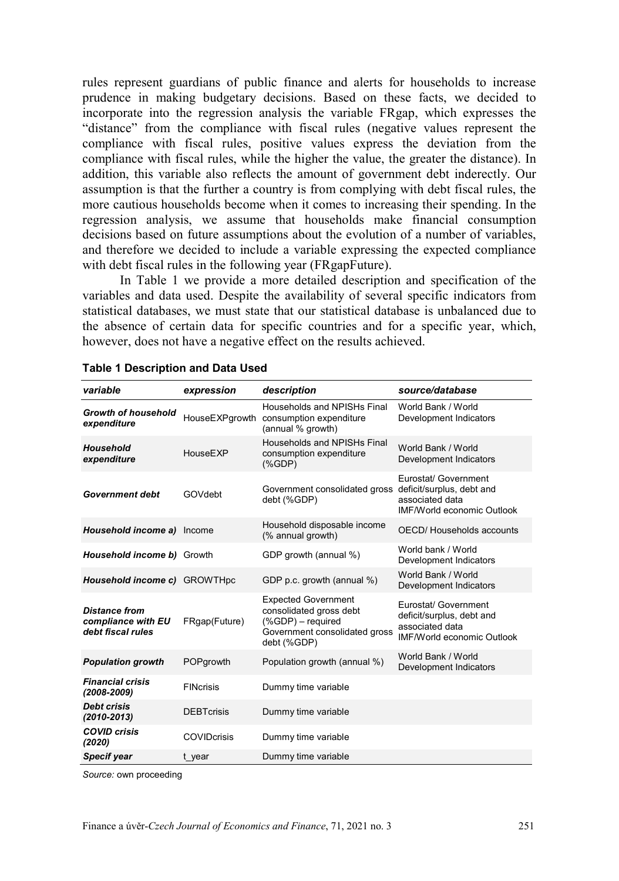rules represent guardians of public finance and alerts for households to increase prudence in making budgetary decisions. Based on these facts, we decided to incorporate into the regression analysis the variable FRgap, which expresses the "distance" from the compliance with fiscal rules (negative values represent the compliance with fiscal rules, positive values express the deviation from the compliance with fiscal rules, while the higher the value, the greater the distance). In addition, this variable also reflects the amount of government debt inderectly. Our assumption is that the further a country is from complying with debt fiscal rules, the more cautious households become when it comes to increasing their spending. In the regression analysis, we assume that households make financial consumption decisions based on future assumptions about the evolution of a number of variables, and therefore we decided to include a variable expressing the expected compliance with debt fiscal rules in the following year (FRgapFuture).

In Table 1 we provide a more detailed description and specification of the variables and data used. Despite the availability of several specific indicators from statistical databases, we must state that our statistical database is unbalanced due to the absence of certain data for specific countries and for a specific year, which, however, does not have a negative effect on the results achieved.

**Table 1 Description and Data Used**

| *variable* | *expression* | *description* | *source/database* |
|---|---|---|---|
| ***Growth of household expenditure*** | HouseEXPgrowth | Households and NPISHs Final consumption expenditure (annual % growth) | World Bank / World Development Indicators |
| ***Household expenditure*** | HouseEXP | Households and NPISHs Final consumption expenditure (%GDP) | World Bank / World Development Indicators |
| ***Government debt*** | GOVdebt | Government consolidated gross debt (%GDP) | Eurostat/ Government deficit/surplus, debt and associated data IMF/World economic Outlook |
| ***Household income a)*** | Income | Household disposable income (% annual growth) | OECD/ Households accounts |
| ***Household income b)*** | Growth | GDP growth (annual %) | World bank / World Development Indicators |
| ***Household income c)*** | GROWTHpc | GDP p.c. growth (annual %) | World Bank / World Development Indicators |
| ***Distance from compliance with EU debt fiscal rules*** | FRgap(Future) | Expected Government consolidated gross debt (%GDP) – required Government consolidated gross debt (%GDP) | Eurostat/ Government deficit/surplus, debt and associated data IMF/World economic Outlook |
| ***Population growth*** | POPgrowth | Population growth (annual %) | World Bank / World Development Indicators |
| ***Financial crisis (2008-2009)*** | FINcrisis | Dummy time variable | |
| ***Debt crisis (2010-2013)*** | DEBTcrisis | Dummy time variable | |
| ***COVID crisis (2020)*** | COVIDcrisis | Dummy time variable | |
| ***Specif year*** | t_year | Dummy time variable | |

*Source:* own proceeding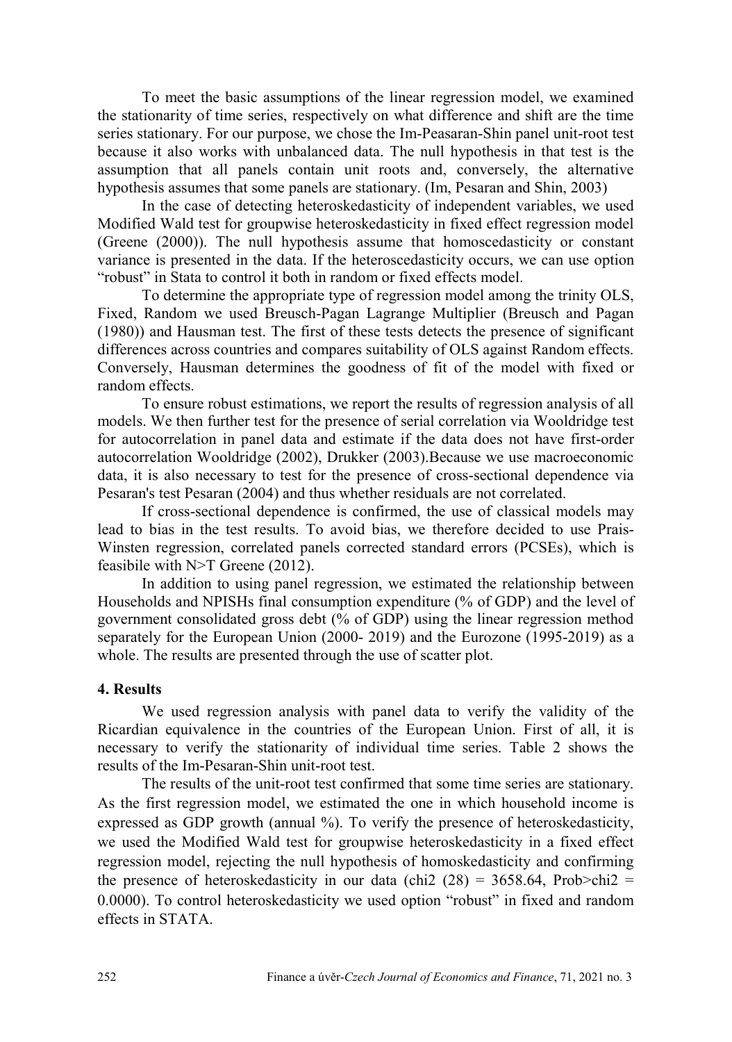To meet the basic assumptions of the linear regression model, we examined the stationarity of time series, respectively on what difference and shift are the time series stationary. For our purpose, we chose the Im-Peasaran-Shin panel unit-root test because it also works with unbalanced data. The null hypothesis in that test is the assumption that all panels contain unit roots and, conversely, the alternative hypothesis assumes that some panels are stationary. (Im, Pesaran and Shin, 2003)

In the case of detecting heteroskedasticity of independent variables, we used Modified Wald test for groupwise heteroskedasticity in fixed effect regression model (Greene (2000)). The null hypothesis assume that homoscedasticity or constant variance is presented in the data. If the heteroscedasticity occurs, we can use option "robust" in Stata to control it both in random or fixed effects model.

To determine the appropriate type of regression model among the trinity OLS, Fixed, Random we used Breusch-Pagan Lagrange Multiplier (Breusch and Pagan (1980)) and Hausman test. The first of these tests detects the presence of significant differences across countries and compares suitability of OLS against Random effects. Conversely, Hausman determines the goodness of fit of the model with fixed or random effects.

To ensure robust estimations, we report the results of regression analysis of all models. We then further test for the presence of serial correlation via Wooldridge test for autocorrelation in panel data and estimate if the data does not have first-order autocorrelation Wooldridge (2002), Drukker (2003).Because we use macroeconomic data, it is also necessary to test for the presence of cross-sectional dependence via Pesaran's test Pesaran (2004) and thus whether residuals are not correlated.

If cross-sectional dependence is confirmed, the use of classical models may lead to bias in the test results. To avoid bias, we therefore decided to use Prais-Winsten regression, correlated panels corrected standard errors (PCSEs), which is feasibile with N>T Greene (2012).

In addition to using panel regression, we estimated the relationship between Households and NPISHs final consumption expenditure (% of GDP) and the level of government consolidated gross debt (% of GDP) using the linear regression method separately for the European Union (2000- 2019) and the Eurozone (1995-2019) as a whole. The results are presented through the use of scatter plot.

## 4. Results

We used regression analysis with panel data to verify the validity of the Ricardian equivalence in the countries of the European Union. First of all, it is necessary to verify the stationarity of individual time series. Table 2 shows the results of the Im-Pesaran-Shin unit-root test.

The results of the unit-root test confirmed that some time series are stationary. As the first regression model, we estimated the one in which household income is expressed as GDP growth (annual %). To verify the presence of heteroskedasticity, we used the Modified Wald test for groupwise heteroskedasticity in a fixed effect regression model, rejecting the null hypothesis of homoskedasticity and confirming the presence of heteroskedasticity in our data (chi2 (28) = 3658.64, Prob>chi2 = 0.0000). To control heteroskedasticity we used option "robust" in fixed and random effects in STATA.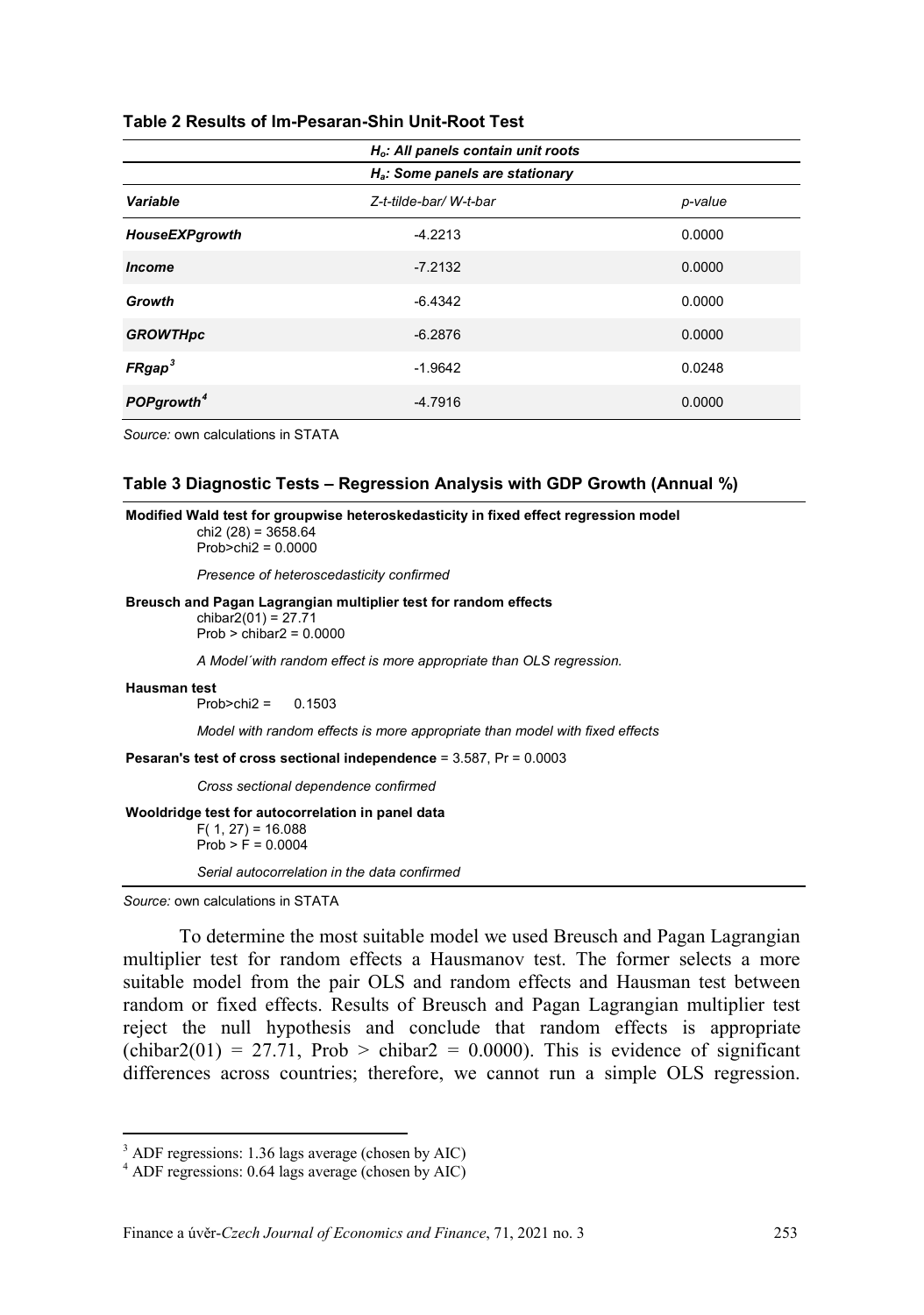**Table 2 Results of Im-Pesaran-Shin Unit-Root Test**

| | *$H_o$: All panels contain unit roots* | |
|---|---|---|
| | *$H_a$: Some panels are stationary* | |
| ***Variable*** | *Z-t-tilde-bar/ W-t-bar* | *p-value* |
| ***HouseEXPgrowth*** | -4.2213 | 0.0000 |
| ***Income*** | -7.2132 | 0.0000 |
| ***Growth*** | -6.4342 | 0.0000 |
| ***GROWTHpc*** | -6.2876 | 0.0000 |
| ***FRgap***[3] | -1.9642 | 0.0248 |
| ***POPgrowth***[4] | -4.7916 | 0.0000 |

*Source:* own calculations in STATA

**Table 3 Diagnostic Tests – Regression Analysis with GDP Growth (Annual %)**

**Modified Wald test for groupwise heteroskedasticity in fixed effect regression model**
chi2 (28) = 3658.64
Prob>chi2 = 0.0000

*Presence of heteroscedasticity confirmed*

**Breusch and Pagan Lagrangian multiplier test for random effects**
chibar2(01) = 27.71
Prob > chibar2 = 0.0000

*A Model´with random effect is more appropriate than OLS regression.*

**Hausman test**
Prob>chi2 = 0.1503

*Model with random effects is more appropriate than model with fixed effects*

**Pesaran's test of cross sectional independence** = 3.587, Pr = 0.0003

*Cross sectional dependence confirmed*

**Wooldridge test for autocorrelation in panel data**
F( 1, 27) = 16.088
Prob > F = 0.0004

*Serial autocorrelation in the data confirmed*

*Source:* own calculations in STATA

To determine the most suitable model we used Breusch and Pagan Lagrangian multiplier test for random effects a Hausmanov test. The former selects a more suitable model from the pair OLS and random effects and Hausman test between random or fixed effects. Results of Breusch and Pagan Lagrangian multiplier test reject the null hypothesis and conclude that random effects is appropriate (chibar2(01) = 27.71, Prob > chibar2 = 0.0000). This is evidence of significant differences across countries; therefore, we cannot run a simple OLS regression.

[3] ADF regressions: 1.36 lags average (chosen by AIC)

[4] ADF regressions: 0.64 lags average (chosen by AIC)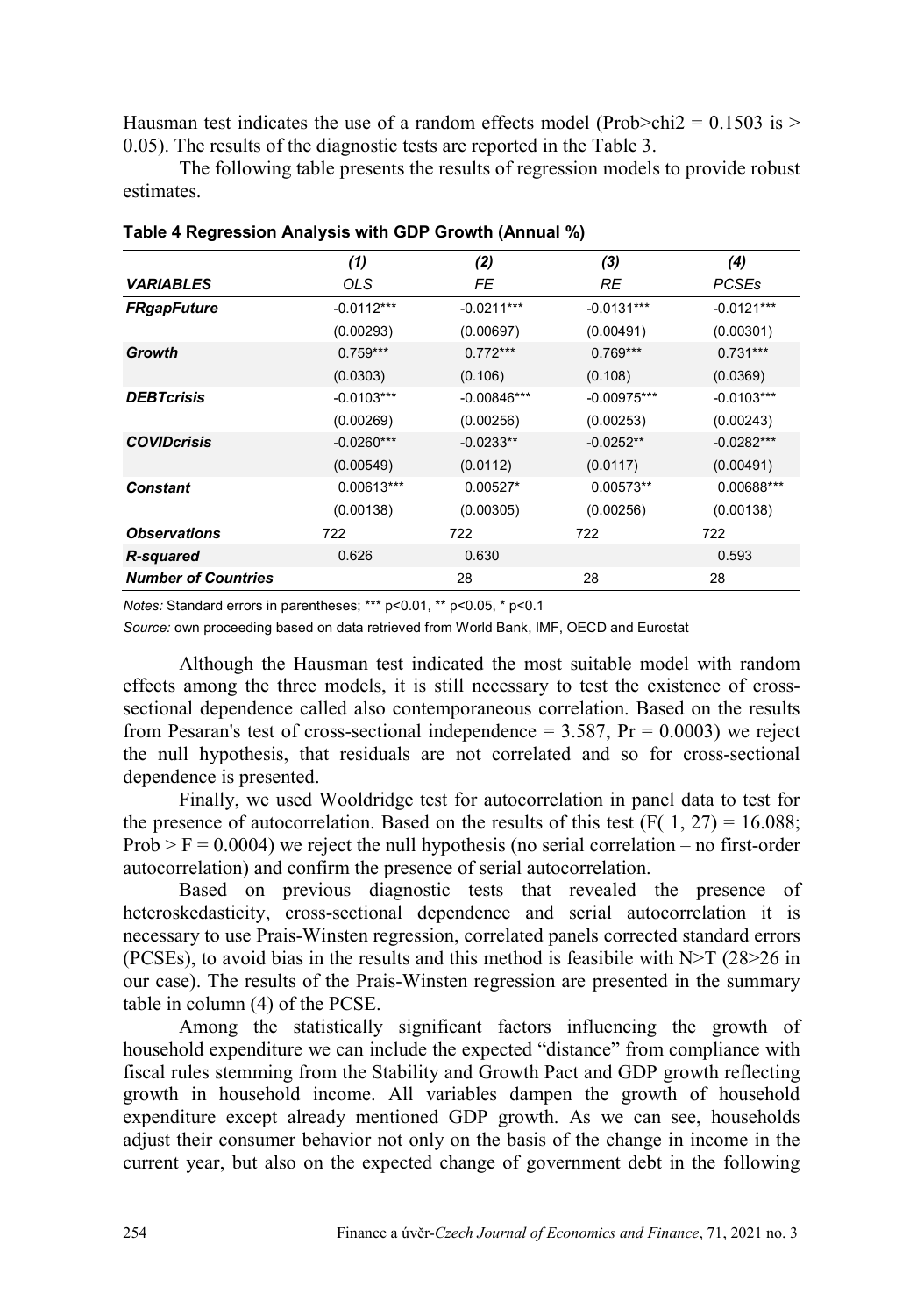Hausman test indicates the use of a random effects model (Prob>chi2 = 0.1503 is > 0.05). The results of the diagnostic tests are reported in the Table 3.

The following table presents the results of regression models to provide robust estimates.

**Table 4 Regression Analysis with GDP Growth (Annual %)**

| | *(1)* | *(2)* | *(3)* | *(4)* |
|---|---|---|---|---|
| ***VARIABLES*** | *OLS* | *FE* | *RE* | *PCSEs* |
| ***FRgapFuture*** | -0.0112*** | -0.0211*** | -0.0131*** | -0.0121*** |
| | (0.00293) | (0.00697) | (0.00491) | (0.00301) |
| ***Growth*** | 0.759*** | 0.772*** | 0.769*** | 0.731*** |
| | (0.0303) | (0.106) | (0.108) | (0.0369) |
| ***DEBTcrisis*** | -0.0103*** | -0.00846*** | -0.00975*** | -0.0103*** |
| | (0.00269) | (0.00256) | (0.00253) | (0.00243) |
| ***COVIDcrisis*** | -0.0260*** | -0.0233** | -0.0252** | -0.0282*** |
| | (0.00549) | (0.0112) | (0.0117) | (0.00491) |
| ***Constant*** | 0.00613*** | 0.00527* | 0.00573** | 0.00688*** |
| | (0.00138) | (0.00305) | (0.00256) | (0.00138) |
| ***Observations*** | 722 | 722 | 722 | 722 |
| ***R-squared*** | 0.626 | 0.630 | | 0.593 |
| ***Number of Countries*** | | 28 | 28 | 28 |

*Notes:* Standard errors in parentheses; *** p<0.01, ** p<0.05, * p<0.1

*Source:* own proceeding based on data retrieved from World Bank, IMF, OECD and Eurostat

Although the Hausman test indicated the most suitable model with random effects among the three models, it is still necessary to test the existence of cross-sectional dependence called also contemporaneous correlation. Based on the results from Pesaran's test of cross-sectional independence = 3.587, Pr = 0.0003) we reject the null hypothesis, that residuals are not correlated and so for cross-sectional dependence is presented.

Finally, we used Wooldridge test for autocorrelation in panel data to test for the presence of autocorrelation. Based on the results of this test ($F(1, 27) = 16.088$; Prob > F = 0.0004) we reject the null hypothesis (no serial correlation – no first-order autocorrelation) and confirm the presence of serial autocorrelation.

Based on previous diagnostic tests that revealed the presence of heteroskedasticity, cross-sectional dependence and serial autocorrelation it is necessary to use Prais-Winsten regression, correlated panels corrected standard errors (PCSEs), to avoid bias in the results and this method is feasibile with N>T (28>26 in our case). The results of the Prais-Winsten regression are presented in the summary table in column (4) of the PCSE.

Among the statistically significant factors influencing the growth of household expenditure we can include the expected "distance" from compliance with fiscal rules stemming from the Stability and Growth Pact and GDP growth reflecting growth in household income. All variables dampen the growth of household expenditure except already mentioned GDP growth. As we can see, households adjust their consumer behavior not only on the basis of the change in income in the current year, but also on the expected change of government debt in the following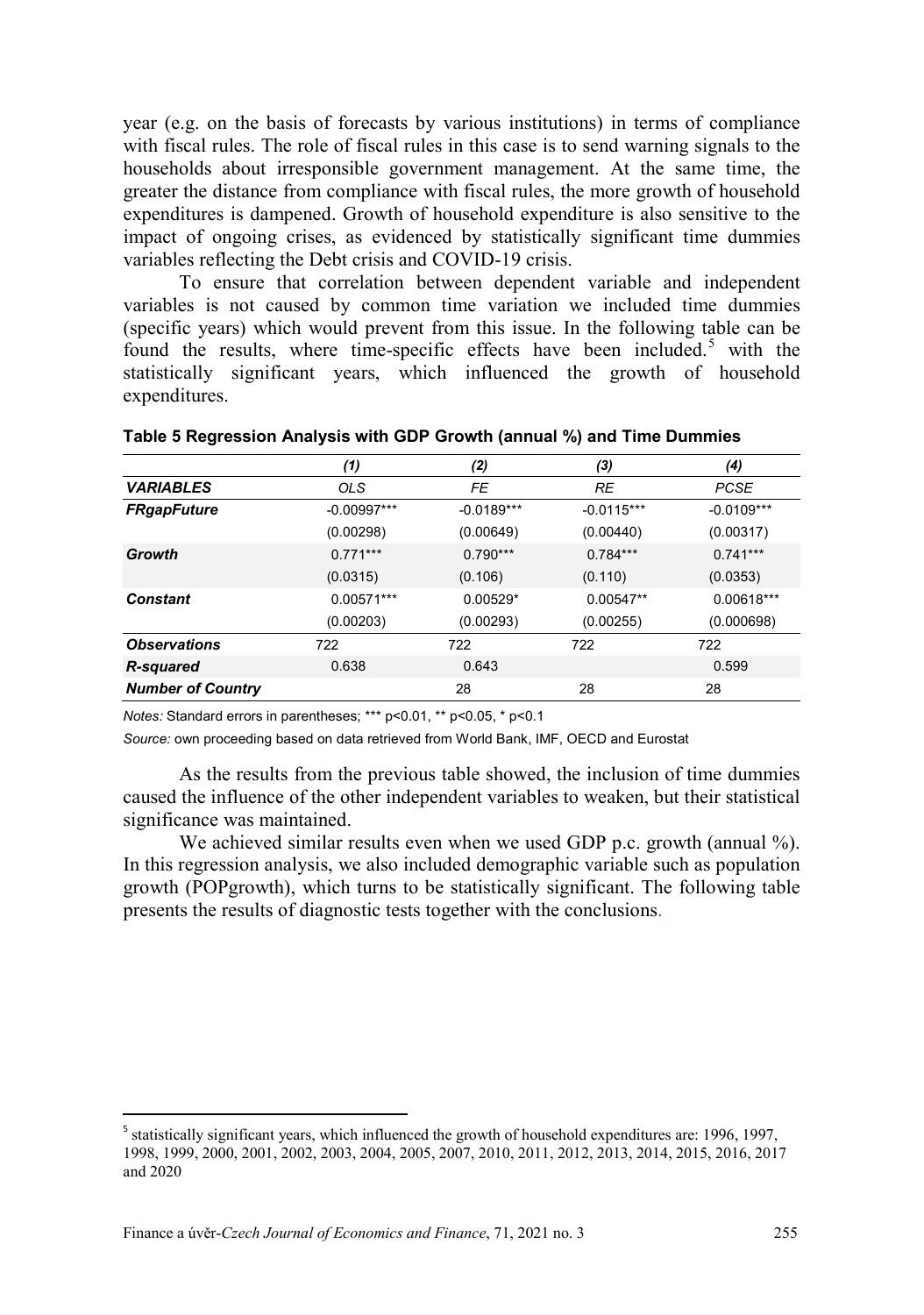year (e.g. on the basis of forecasts by various institutions) in terms of compliance with fiscal rules. The role of fiscal rules in this case is to send warning signals to the households about irresponsible government management. At the same time, the greater the distance from compliance with fiscal rules, the more growth of household expenditures is dampened. Growth of household expenditure is also sensitive to the impact of ongoing crises, as evidenced by statistically significant time dummies variables reflecting the Debt crisis and COVID-19 crisis.

To ensure that correlation between dependent variable and independent variables is not caused by common time variation we included time dummies (specific years) which would prevent from this issue. In the following table can be found the results, where time-specific effects have been included.[5] with the statistically significant years, which influenced the growth of household expenditures.

**Table 5 Regression Analysis with GDP Growth (annual %) and Time Dummies**

| | *(1)* | *(2)* | *(3)* | *(4)* |
|---|---|---|---|---|
| ***VARIABLES*** | *OLS* | *FE* | *RE* | *PCSE* |
| ***FRgapFuture*** | -0.00997*** | -0.0189*** | -0.0115*** | -0.0109*** |
| | (0.00298) | (0.00649) | (0.00440) | (0.00317) |
| ***Growth*** | 0.771*** | 0.790*** | 0.784*** | 0.741*** |
| | (0.0315) | (0.106) | (0.110) | (0.0353) |
| ***Constant*** | 0.00571*** | 0.00529* | 0.00547** | 0.00618*** |
| | (0.00203) | (0.00293) | (0.00255) | (0.000698) |
| ***Observations*** | 722 | 722 | 722 | 722 |
| ***R-squared*** | 0.638 | 0.643 | | 0.599 |
| ***Number of Country*** | | 28 | 28 | 28 |

*Notes:* Standard errors in parentheses; *** p<0.01, ** p<0.05, * p<0.1

*Source:* own proceeding based on data retrieved from World Bank, IMF, OECD and Eurostat

As the results from the previous table showed, the inclusion of time dummies caused the influence of the other independent variables to weaken, but their statistical significance was maintained.

We achieved similar results even when we used GDP p.c. growth (annual %). In this regression analysis, we also included demographic variable such as population growth (POPgrowth), which turns to be statistically significant. The following table presents the results of diagnostic tests together with the conclusions.

[5] statistically significant years, which influenced the growth of household expenditures are: 1996, 1997, 1998, 1999, 2000, 2001, 2002, 2003, 2004, 2005, 2007, 2010, 2011, 2012, 2013, 2014, 2015, 2016, 2017 and 2020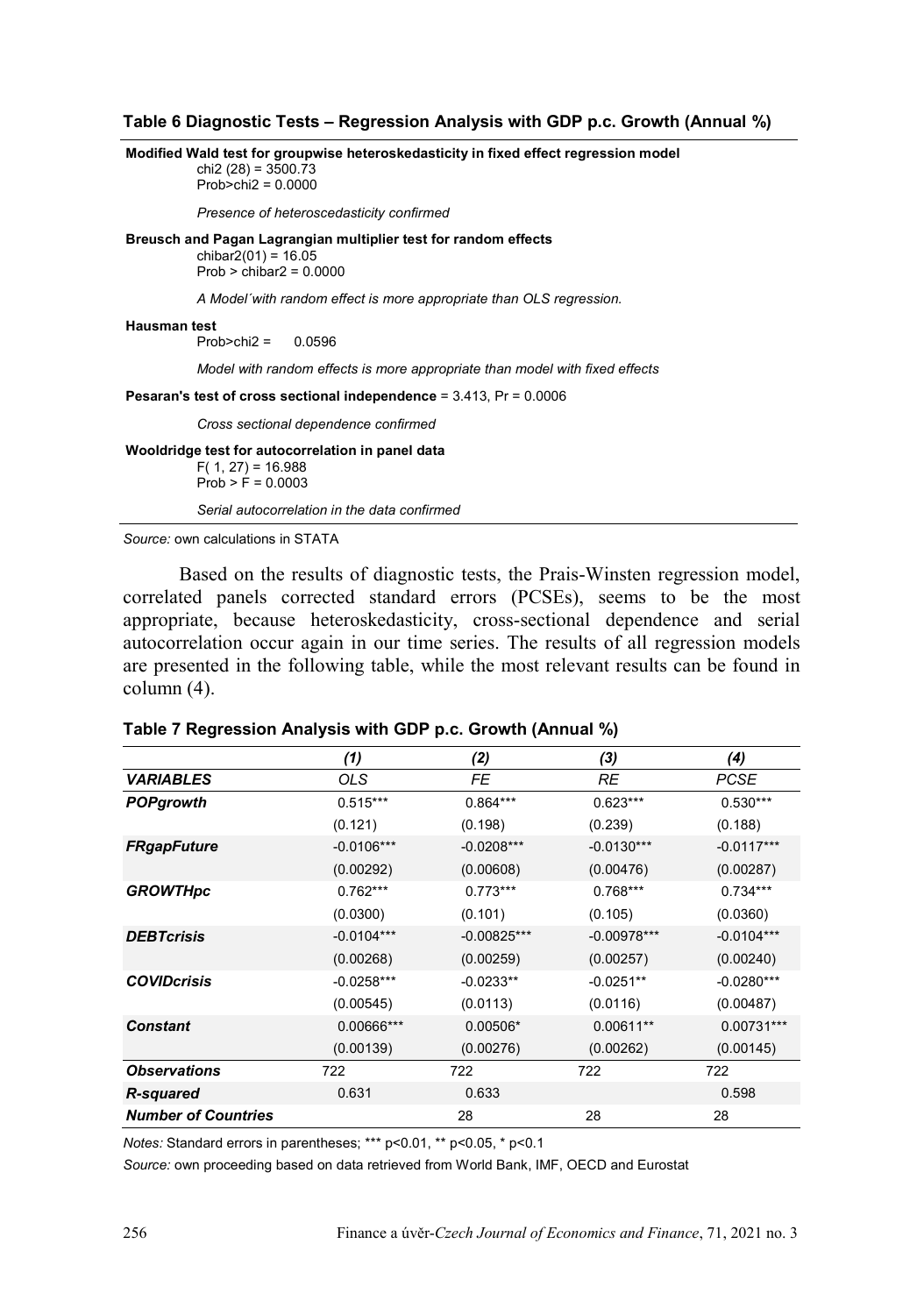**Table 6 Diagnostic Tests – Regression Analysis with GDP p.c. Growth (Annual %)**

**Modified Wald test for groupwise heteroskedasticity in fixed effect regression model**

chi2 (28) = 3500.73
Prob>chi2 = 0.0000

*Presence of heteroscedasticity confirmed*

**Breusch and Pagan Lagrangian multiplier test for random effects**

chibar2(01) = 16.05
Prob > chibar2 = 0.0000

*A Model´with random effect is more appropriate than OLS regression.*

**Hausman test**

Prob>chi2 = 0.0596

*Model with random effects is more appropriate than model with fixed effects*

**Pesaran's test of cross sectional independence** = 3.413, Pr = 0.0006

*Cross sectional dependence confirmed*

**Wooldridge test for autocorrelation in panel data**

F( 1, 27) = 16.988
Prob > F = 0.0003

*Serial autocorrelation in the data confirmed*

*Source:* own calculations in STATA

Based on the results of diagnostic tests, the Prais-Winsten regression model, correlated panels corrected standard errors (PCSEs), seems to be the most appropriate, because heteroskedasticity, cross-sectional dependence and serial autocorrelation occur again in our time series. The results of all regression models are presented in the following table, while the most relevant results can be found in column (4).

**Table 7 Regression Analysis with GDP p.c. Growth (Annual %)**

| | *(1)* | *(2)* | *(3)* | *(4)* |
|---|---|---|---|---|
| ***VARIABLES*** | *OLS* | *FE* | *RE* | *PCSE* |
| ***POPgrowth*** | 0.515*** | 0.864*** | 0.623*** | 0.530*** |
| | (0.121) | (0.198) | (0.239) | (0.188) |
| ***FRgapFuture*** | -0.0106*** | -0.0208*** | -0.0130*** | -0.0117*** |
| | (0.00292) | (0.00608) | (0.00476) | (0.00287) |
| ***GROWTHpc*** | 0.762*** | 0.773*** | 0.768*** | 0.734*** |
| | (0.0300) | (0.101) | (0.105) | (0.0360) |
| ***DEBTcrisis*** | -0.0104*** | -0.00825*** | -0.00978*** | -0.0104*** |
| | (0.00268) | (0.00259) | (0.00257) | (0.00240) |
| ***COVIDcrisis*** | -0.0258*** | -0.0233** | -0.0251** | -0.0280*** |
| | (0.00545) | (0.0113) | (0.0116) | (0.00487) |
| ***Constant*** | 0.00666*** | 0.00506* | 0.00611** | 0.00731*** |
| | (0.00139) | (0.00276) | (0.00262) | (0.00145) |
| ***Observations*** | 722 | 722 | 722 | 722 |
| ***R-squared*** | 0.631 | 0.633 | | 0.598 |
| ***Number of Countries*** | | 28 | 28 | 28 |

*Notes:* Standard errors in parentheses; *** p<0.01, ** p<0.05, * p<0.1

*Source:* own proceeding based on data retrieved from World Bank, IMF, OECD and Eurostat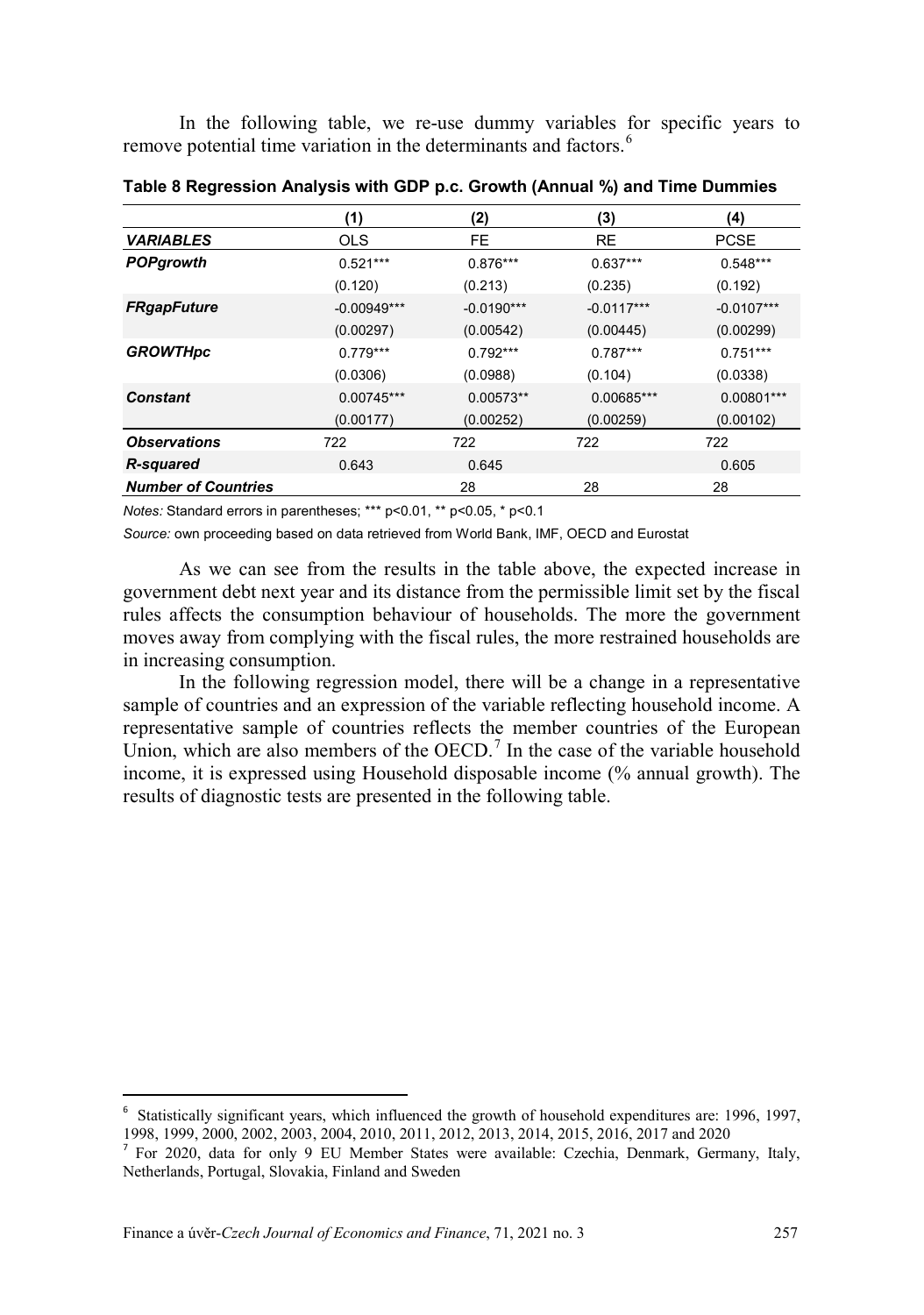In the following table, we re-use dummy variables for specific years to remove potential time variation in the determinants and factors.[6]

**Table 8 Regression Analysis with GDP p.c. Growth (Annual %) and Time Dummies**

| | (1) | (2) | (3) | (4) |
|---|---|---|---|---|
| ***VARIABLES*** | OLS | FE | RE | PCSE |
| ***POPgrowth*** | 0.521*** | 0.876*** | 0.637*** | 0.548*** |
| | (0.120) | (0.213) | (0.235) | (0.192) |
| ***FRgapFuture*** | -0.00949*** | -0.0190*** | -0.0117*** | -0.0107*** |
| | (0.00297) | (0.00542) | (0.00445) | (0.00299) |
| ***GROWTHpc*** | 0.779*** | 0.792*** | 0.787*** | 0.751*** |
| | (0.0306) | (0.0988) | (0.104) | (0.0338) |
| ***Constant*** | 0.00745*** | 0.00573** | 0.00685*** | 0.00801*** |
| | (0.00177) | (0.00252) | (0.00259) | (0.00102) |
| ***Observations*** | 722 | 722 | 722 | 722 |
| ***R-squared*** | 0.643 | 0.645 | | 0.605 |
| ***Number of Countries*** | | 28 | 28 | 28 |

*Notes:* Standard errors in parentheses; *** p<0.01, ** p<0.05, * p<0.1

*Source:* own proceeding based on data retrieved from World Bank, IMF, OECD and Eurostat

As we can see from the results in the table above, the expected increase in government debt next year and its distance from the permissible limit set by the fiscal rules affects the consumption behaviour of households. The more the government moves away from complying with the fiscal rules, the more restrained households are in increasing consumption.

In the following regression model, there will be a change in a representative sample of countries and an expression of the variable reflecting household income. A representative sample of countries reflects the member countries of the European Union, which are also members of the OECD.[7] In the case of the variable household income, it is expressed using Household disposable income (% annual growth). The results of diagnostic tests are presented in the following table.

---

[6] Statistically significant years, which influenced the growth of household expenditures are: 1996, 1997, 1998, 1999, 2000, 2002, 2003, 2004, 2010, 2011, 2012, 2013, 2014, 2015, 2016, 2017 and 2020

[7] For 2020, data for only 9 EU Member States were available: Czechia, Denmark, Germany, Italy, Netherlands, Portugal, Slovakia, Finland and Sweden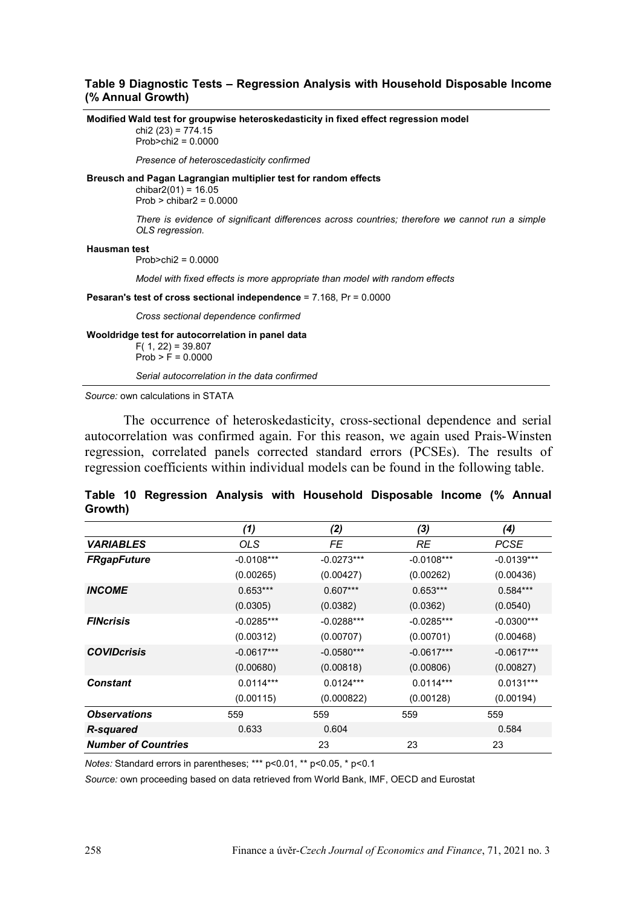**Table 9 Diagnostic Tests – Regression Analysis with Household Disposable Income (% Annual Growth)**

**Modified Wald test for groupwise heteroskedasticity in fixed effect regression model**

chi2 (23) = 774.15
Prob>chi2 = 0.0000

*Presence of heteroscedasticity confirmed*

**Breusch and Pagan Lagrangian multiplier test for random effects**

chibar2(01) = 16.05
Prob > chibar2 = 0.0000

*There is evidence of significant differences across countries; therefore we cannot run a simple OLS regression.*

**Hausman test**

Prob>chi2 = 0.0000

*Model with fixed effects is more appropriate than model with random effects*

**Pesaran's test of cross sectional independence** = 7.168, Pr = 0.0000

*Cross sectional dependence confirmed*

**Wooldridge test for autocorrelation in panel data**

F( 1, 22) = 39.807
Prob > F = 0.0000

*Serial autocorrelation in the data confirmed*

*Source:* own calculations in STATA

The occurrence of heteroskedasticity, cross-sectional dependence and serial autocorrelation was confirmed again. For this reason, we again used Prais-Winsten regression, correlated panels corrected standard errors (PCSEs). The results of regression coefficients within individual models can be found in the following table.

**Table 10 Regression Analysis with Household Disposable Income (% Annual Growth)**

| | *(1)* | *(2)* | *(3)* | *(4)* |
|---|---|---|---|---|
| ***VARIABLES*** | *OLS* | *FE* | *RE* | *PCSE* |
| ***FRgapFuture*** | -0.0108*** | -0.0273*** | -0.0108*** | -0.0139*** |
| | (0.00265) | (0.00427) | (0.00262) | (0.00436) |
| ***INCOME*** | 0.653*** | 0.607*** | 0.653*** | 0.584*** |
| | (0.0305) | (0.0382) | (0.0362) | (0.0540) |
| ***FINcrisis*** | -0.0285*** | -0.0288*** | -0.0285*** | -0.0300*** |
| | (0.00312) | (0.00707) | (0.00701) | (0.00468) |
| ***COVIDcrisis*** | -0.0617*** | -0.0580*** | -0.0617*** | -0.0617*** |
| | (0.00680) | (0.00818) | (0.00806) | (0.00827) |
| ***Constant*** | 0.0114*** | 0.0124*** | 0.0114*** | 0.0131*** |
| | (0.00115) | (0.000822) | (0.00128) | (0.00194) |
| ***Observations*** | 559 | 559 | 559 | 559 |
| ***R-squared*** | 0.633 | 0.604 | | 0.584 |
| ***Number of Countries*** | | 23 | 23 | 23 |

*Notes:* Standard errors in parentheses; *** p<0.01, ** p<0.05, * p<0.1

*Source:* own proceeding based on data retrieved from World Bank, IMF, OECD and Eurostat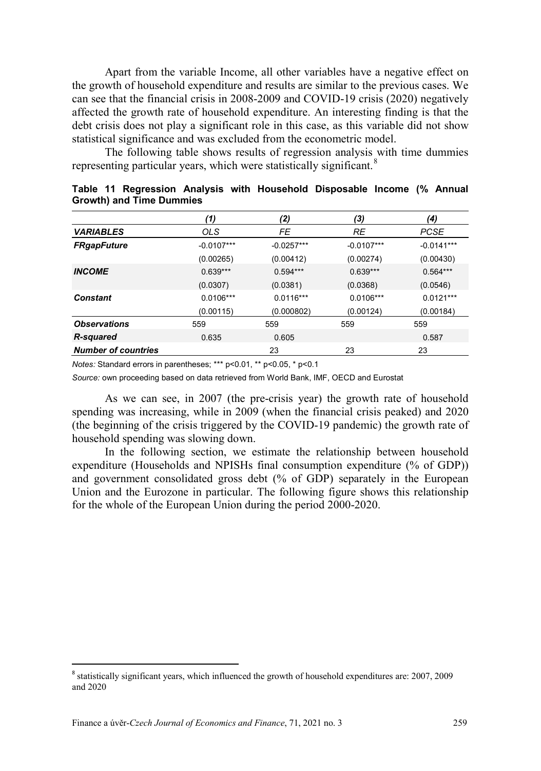Apart from the variable Income, all other variables have a negative effect on the growth of household expenditure and results are similar to the previous cases. We can see that the financial crisis in 2008-2009 and COVID-19 crisis (2020) negatively affected the growth rate of household expenditure. An interesting finding is that the debt crisis does not play a significant role in this case, as this variable did not show statistical significance and was excluded from the econometric model.

The following table shows results of regression analysis with time dummies representing particular years, which were statistically significant.[8]

**Table 11 Regression Analysis with Household Disposable Income (% Annual Growth) and Time Dummies**

| | *(1)* | *(2)* | *(3)* | *(4)* |
|---|---|---|---|---|
| ***VARIABLES*** | *OLS* | *FE* | *RE* | *PCSE* |
| ***FRgapFuture*** | -0.0107*** | -0.0257*** | -0.0107*** | -0.0141*** |
| | (0.00265) | (0.00412) | (0.00274) | (0.00430) |
| ***INCOME*** | 0.639*** | 0.594*** | 0.639*** | 0.564*** |
| | (0.0307) | (0.0381) | (0.0368) | (0.0546) |
| ***Constant*** | 0.0106*** | 0.0116*** | 0.0106*** | 0.0121*** |
| | (0.00115) | (0.000802) | (0.00124) | (0.00184) |
| ***Observations*** | 559 | 559 | 559 | 559 |
| ***R-squared*** | 0.635 | 0.605 | | 0.587 |
| ***Number of countries*** | | 23 | 23 | 23 |

*Notes:* Standard errors in parentheses; *** p<0.01, ** p<0.05, * p<0.1

*Source:* own proceeding based on data retrieved from World Bank, IMF, OECD and Eurostat

As we can see, in 2007 (the pre-crisis year) the growth rate of household spending was increasing, while in 2009 (when the financial crisis peaked) and 2020 (the beginning of the crisis triggered by the COVID-19 pandemic) the growth rate of household spending was slowing down.

In the following section, we estimate the relationship between household expenditure (Households and NPISHs final consumption expenditure (% of GDP)) and government consolidated gross debt (% of GDP) separately in the European Union and the Eurozone in particular. The following figure shows this relationship for the whole of the European Union during the period 2000-2020.

[8] statistically significant years, which influenced the growth of household expenditures are: 2007, 2009 and 2020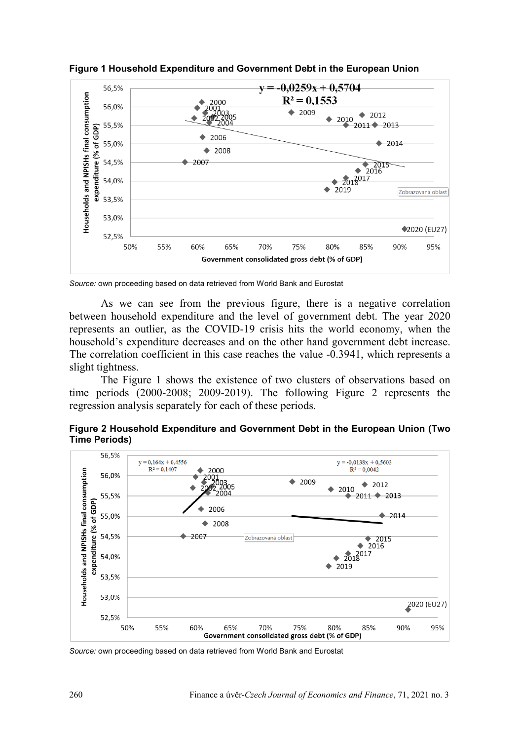**Figure 1 Household Expenditure and Government Debt in the European Union**

*Source:* own proceeding based on data retrieved from World Bank and Eurostat

As we can see from the previous figure, there is a negative correlation between household expenditure and the level of government debt. The year 2020 represents an outlier, as the COVID-19 crisis hits the world economy, when the household's expenditure decreases and on the other hand government debt increase. The correlation coefficient in this case reaches the value -0.3941, which represents a slight tightness.

The Figure 1 shows the existence of two clusters of observations based on time periods (2000-2008; 2009-2019). The following Figure 2 represents the regression analysis separately for each of these periods.

**Figure 2 Household Expenditure and Government Debt in the European Union (Two Time Periods)**

*Source:* own proceeding based on data retrieved from World Bank and Eurostat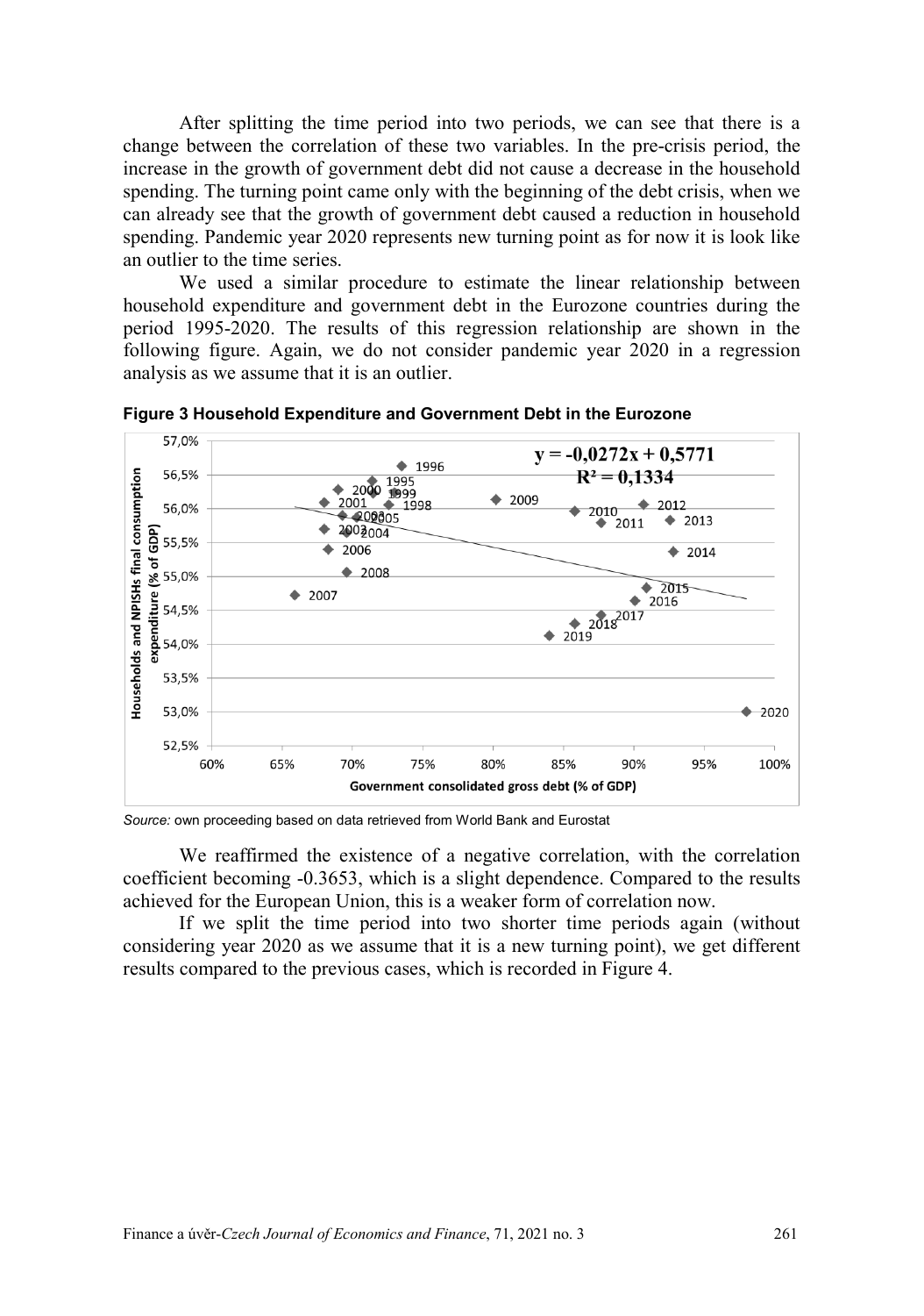After splitting the time period into two periods, we can see that there is a change between the correlation of these two variables. In the pre-crisis period, the increase in the growth of government debt did not cause a decrease in the household spending. The turning point came only with the beginning of the debt crisis, when we can already see that the growth of government debt caused a reduction in household spending. Pandemic year 2020 represents new turning point as for now it is look like an outlier to the time series.

We used a similar procedure to estimate the linear relationship between household expenditure and government debt in the Eurozone countries during the period 1995-2020. The results of this regression relationship are shown in the following figure. Again, we do not consider pandemic year 2020 in a regression analysis as we assume that it is an outlier.

**Figure 3 Household Expenditure and Government Debt in the Eurozone**

*Source:* own proceeding based on data retrieved from World Bank and Eurostat

We reaffirmed the existence of a negative correlation, with the correlation coefficient becoming -0.3653, which is a slight dependence. Compared to the results achieved for the European Union, this is a weaker form of correlation now.

If we split the time period into two shorter time periods again (without considering year 2020 as we assume that it is a new turning point), we get different results compared to the previous cases, which is recorded in Figure 4.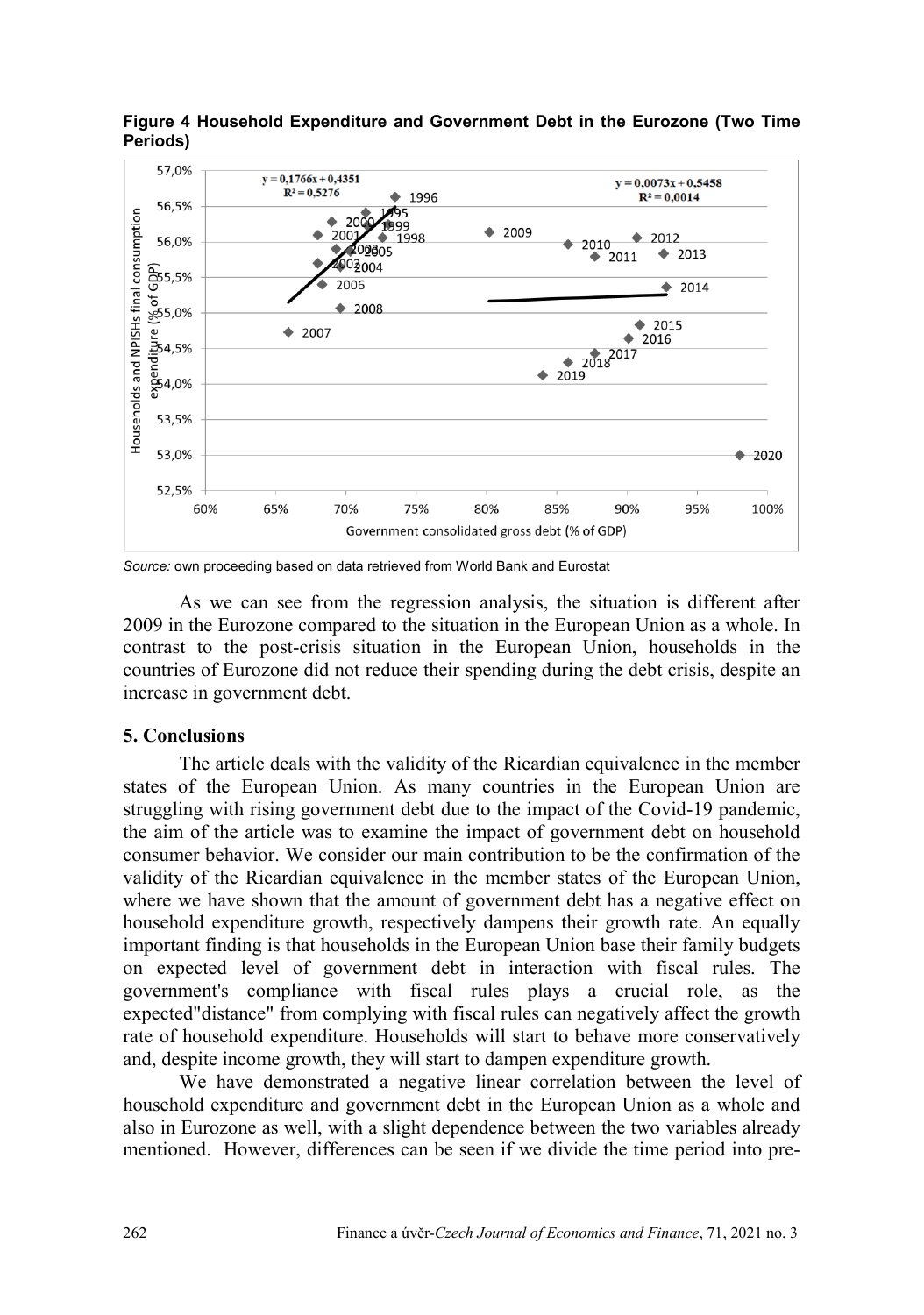**Figure 4 Household Expenditure and Government Debt in the Eurozone (Two Time Periods)**

*Source:* own proceeding based on data retrieved from World Bank and Eurostat

As we can see from the regression analysis, the situation is different after 2009 in the Eurozone compared to the situation in the European Union as a whole. In contrast to the post-crisis situation in the European Union, households in the countries of Eurozone did not reduce their spending during the debt crisis, despite an increase in government debt.

## 5. Conclusions

The article deals with the validity of the Ricardian equivalence in the member states of the European Union. As many countries in the European Union are struggling with rising government debt due to the impact of the Covid-19 pandemic, the aim of the article was to examine the impact of government debt on household consumer behavior. We consider our main contribution to be the confirmation of the validity of the Ricardian equivalence in the member states of the European Union, where we have shown that the amount of government debt has a negative effect on household expenditure growth, respectively dampens their growth rate. An equally important finding is that households in the European Union base their family budgets on expected level of government debt in interaction with fiscal rules. The government's compliance with fiscal rules plays a crucial role, as the expected"distance" from complying with fiscal rules can negatively affect the growth rate of household expenditure. Households will start to behave more conservatively and, despite income growth, they will start to dampen expenditure growth.

We have demonstrated a negative linear correlation between the level of household expenditure and government debt in the European Union as a whole and also in Eurozone as well, with a slight dependence between the two variables already mentioned. However, differences can be seen if we divide the time period into pre-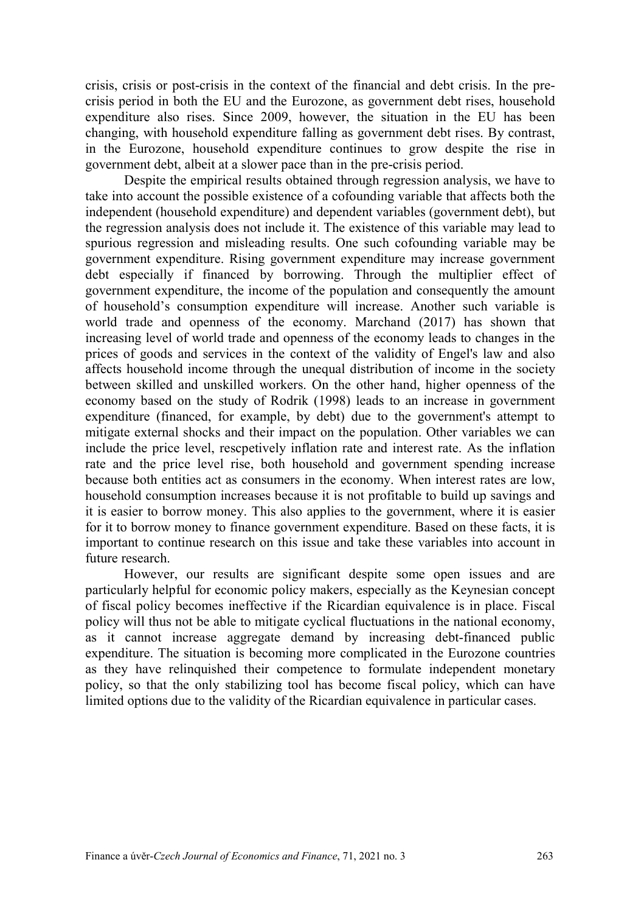crisis, crisis or post-crisis in the context of the financial and debt crisis. In the pre-crisis period in both the EU and the Eurozone, as government debt rises, household expenditure also rises. Since 2009, however, the situation in the EU has been changing, with household expenditure falling as government debt rises. By contrast, in the Eurozone, household expenditure continues to grow despite the rise in government debt, albeit at a slower pace than in the pre-crisis period.

Despite the empirical results obtained through regression analysis, we have to take into account the possible existence of a cofounding variable that affects both the independent (household expenditure) and dependent variables (government debt), but the regression analysis does not include it. The existence of this variable may lead to spurious regression and misleading results. One such cofounding variable may be government expenditure. Rising government expenditure may increase government debt especially if financed by borrowing. Through the multiplier effect of government expenditure, the income of the population and consequently the amount of household's consumption expenditure will increase. Another such variable is world trade and openness of the economy. Marchand (2017) has shown that increasing level of world trade and openness of the economy leads to changes in the prices of goods and services in the context of the validity of Engel's law and also affects household income through the unequal distribution of income in the society between skilled and unskilled workers. On the other hand, higher openness of the economy based on the study of Rodrik (1998) leads to an increase in government expenditure (financed, for example, by debt) due to the government's attempt to mitigate external shocks and their impact on the population. Other variables we can include the price level, rescpetively inflation rate and interest rate. As the inflation rate and the price level rise, both household and government spending increase because both entities act as consumers in the economy. When interest rates are low, household consumption increases because it is not profitable to build up savings and it is easier to borrow money. This also applies to the government, where it is easier for it to borrow money to finance government expenditure. Based on these facts, it is important to continue research on this issue and take these variables into account in future research.

However, our results are significant despite some open issues and are particularly helpful for economic policy makers, especially as the Keynesian concept of fiscal policy becomes ineffective if the Ricardian equivalence is in place. Fiscal policy will thus not be able to mitigate cyclical fluctuations in the national economy, as it cannot increase aggregate demand by increasing debt-financed public expenditure. The situation is becoming more complicated in the Eurozone countries as they have relinquished their competence to formulate independent monetary policy, so that the only stabilizing tool has become fiscal policy, which can have limited options due to the validity of the Ricardian equivalence in particular cases.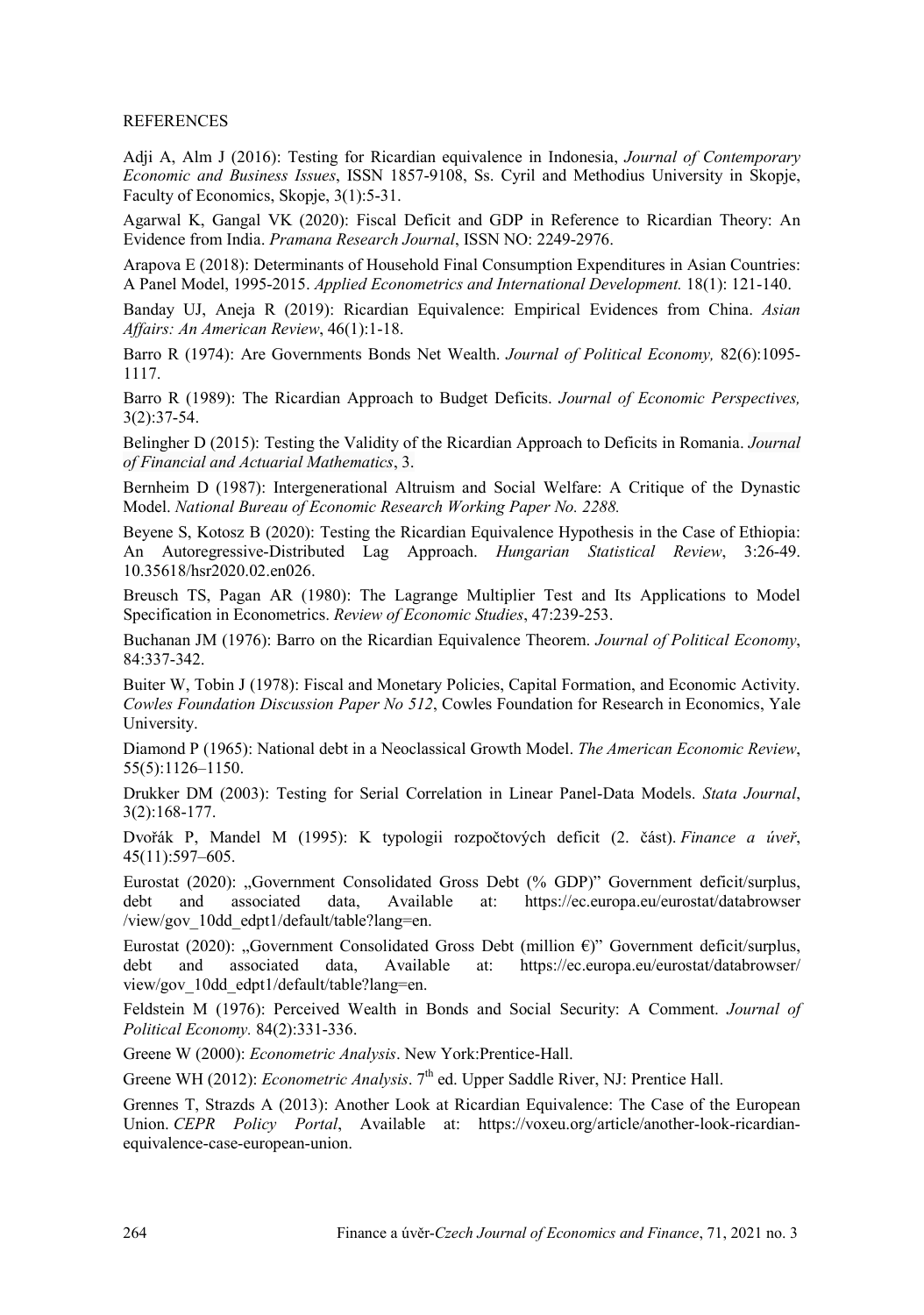REFERENCES

Adji A, Alm J (2016): Testing for Ricardian equivalence in Indonesia, *Journal of Contemporary Economic and Business Issues*, ISSN 1857-9108, Ss. Cyril and Methodius University in Skopje, Faculty of Economics, Skopje, 3(1):5-31.

Agarwal K, Gangal VK (2020): Fiscal Deficit and GDP in Reference to Ricardian Theory: An Evidence from India. *Pramana Research Journal*, ISSN NO: 2249-2976.

Arapova E (2018): Determinants of Household Final Consumption Expenditures in Asian Countries: A Panel Model, 1995-2015. *Applied Econometrics and International Development.* 18(1): 121-140.

Banday UJ, Aneja R (2019): Ricardian Equivalence: Empirical Evidences from China. *Asian Affairs: An American Review*, 46(1):1-18.

Barro R (1974): Are Governments Bonds Net Wealth. *Journal of Political Economy,* 82(6):1095-1117.

Barro R (1989): The Ricardian Approach to Budget Deficits. *Journal of Economic Perspectives,* 3(2):37-54.

Belingher D (2015): Testing the Validity of the Ricardian Approach to Deficits in Romania. *Journal of Financial and Actuarial Mathematics*, 3.

Bernheim D (1987): Intergenerational Altruism and Social Welfare: A Critique of the Dynastic Model. *National Bureau of Economic Research Working Paper No. 2288.*

Beyene S, Kotosz B (2020): Testing the Ricardian Equivalence Hypothesis in the Case of Ethiopia: An Autoregressive-Distributed Lag Approach. *Hungarian Statistical Review*, 3:26-49. 10.35618/hsr2020.02.en026.

Breusch TS, Pagan AR (1980): The Lagrange Multiplier Test and Its Applications to Model Specification in Econometrics. *Review of Economic Studies*, 47:239-253.

Buchanan JM (1976): Barro on the Ricardian Equivalence Theorem. *Journal of Political Economy*, 84:337-342.

Buiter W, Tobin J (1978): Fiscal and Monetary Policies, Capital Formation, and Economic Activity. *Cowles Foundation Discussion Paper No 512*, Cowles Foundation for Research in Economics, Yale University.

Diamond P (1965): National debt in a Neoclassical Growth Model. *The American Economic Review*, 55(5):1126–1150.

Drukker DM (2003): Testing for Serial Correlation in Linear Panel-Data Models. *Stata Journal*, 3(2):168-177.

Dvořák P, Mandel M (1995): K typologii rozpočtových deficit (2. část). *Finance a úvěr*, 45(11):597–605.

Eurostat (2020): „Government Consolidated Gross Debt (% GDP)" Government deficit/surplus, debt and associated data, Available at: https://ec.europa.eu/eurostat/databrowser /view/gov_10dd_edpt1/default/table?lang=en.

Eurostat (2020): „Government Consolidated Gross Debt (million €)" Government deficit/surplus, debt and associated data, Available at: https://ec.europa.eu/eurostat/databrowser/ view/gov_10dd_edpt1/default/table?lang=en.

Feldstein M (1976): Perceived Wealth in Bonds and Social Security: A Comment. *Journal of Political Economy.* 84(2):331-336.

Greene W (2000): *Econometric Analysis*. New York:Prentice-Hall.

Greene WH (2012): *Econometric Analysis*. 7th ed. Upper Saddle River, NJ: Prentice Hall.

Grennes T, Strazds A (2013): Another Look at Ricardian Equivalence: The Case of the European Union. *CEPR Policy Portal*, Available at: https://voxeu.org/article/another-look-ricardian-equivalence-case-european-union.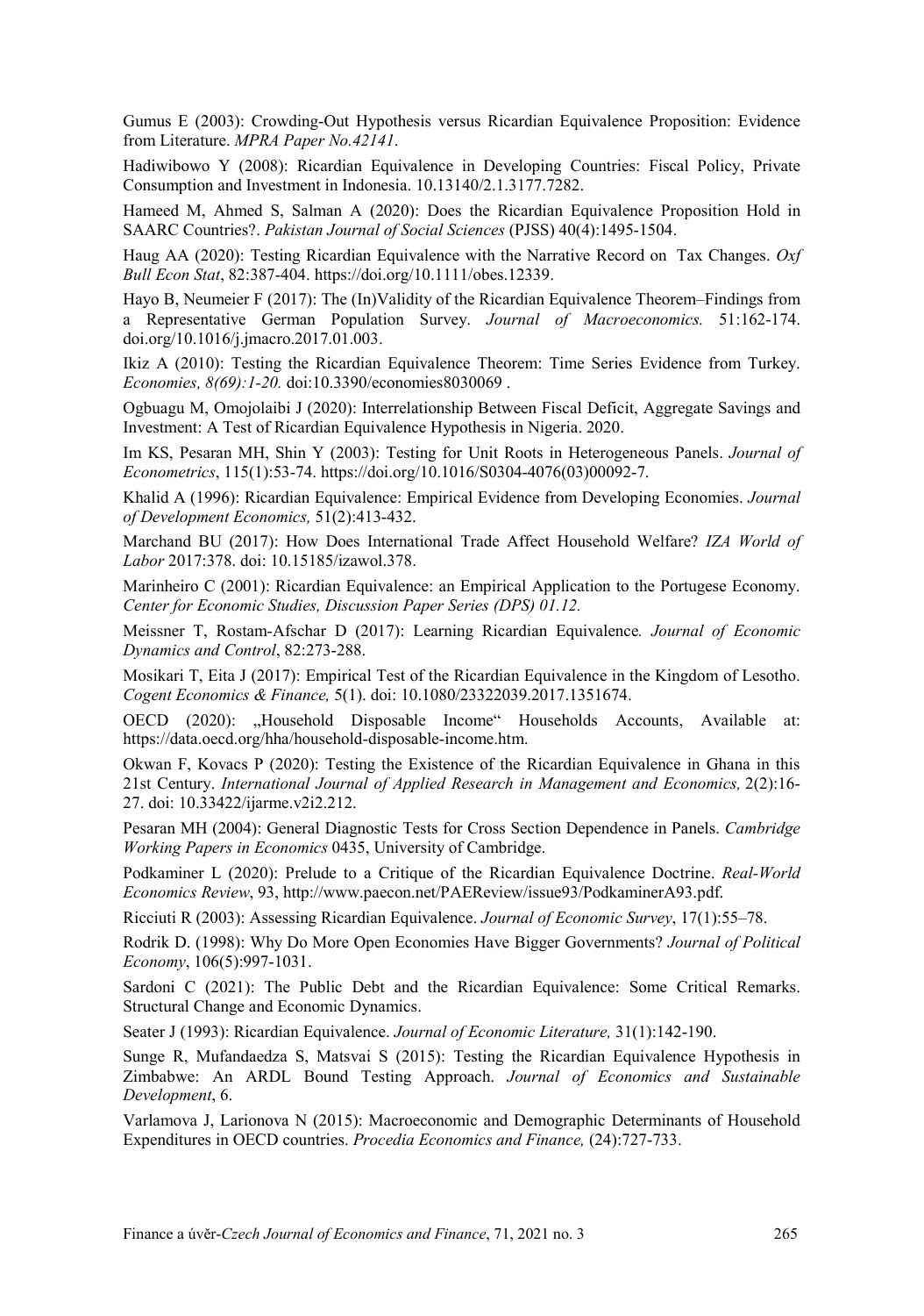Gumus E (2003): Crowding-Out Hypothesis versus Ricardian Equivalence Proposition: Evidence from Literature. *MPRA Paper No.42141*.

Hadiwibowo Y (2008): Ricardian Equivalence in Developing Countries: Fiscal Policy, Private Consumption and Investment in Indonesia. 10.13140/2.1.3177.7282.

Hameed M, Ahmed S, Salman A (2020): Does the Ricardian Equivalence Proposition Hold in SAARC Countries?. *Pakistan Journal of Social Sciences* (PJSS) 40(4):1495-1504.

Haug AA (2020): Testing Ricardian Equivalence with the Narrative Record on Tax Changes. *Oxf Bull Econ Stat*, 82:387-404. https://doi.org/10.1111/obes.12339.

Hayo B, Neumeier F (2017): The (In)Validity of the Ricardian Equivalence Theorem–Findings from a Representative German Population Survey. *Journal of Macroeconomics.* 51:162-174. doi.org/10.1016/j.jmacro.2017.01.003.

Ikiz A (2010): Testing the Ricardian Equivalence Theorem: Time Series Evidence from Turkey. *Economies, 8(69):1-20.* doi:10.3390/economies8030069 .

Ogbuagu M, Omojolaibi J (2020): Interrelationship Between Fiscal Deficit, Aggregate Savings and Investment: A Test of Ricardian Equivalence Hypothesis in Nigeria. 2020.

Im KS, Pesaran MH, Shin Y (2003): Testing for Unit Roots in Heterogeneous Panels. *Journal of Econometrics*, 115(1):53-74. https://doi.org/10.1016/S0304-4076(03)00092-7.

Khalid A (1996): Ricardian Equivalence: Empirical Evidence from Developing Economies. *Journal of Development Economics,* 51(2):413-432.

Marchand BU (2017): How Does International Trade Affect Household Welfare? *IZA World of Labor* 2017:378. doi: 10.15185/izawol.378.

Marinheiro C (2001): Ricardian Equivalence: an Empirical Application to the Portugese Economy. *Center for Economic Studies, Discussion Paper Series (DPS) 01.12.*

Meissner T, Rostam-Afschar D (2017): Learning Ricardian Equivalence*. Journal of Economic Dynamics and Control*, 82:273-288.

Mosikari T, Eita J (2017): Empirical Test of the Ricardian Equivalence in the Kingdom of Lesotho. *Cogent Economics & Finance,* 5(1). doi: 10.1080/23322039.2017.1351674.

OECD (2020): „Household Disposable Income" Households Accounts, Available at: https://data.oecd.org/hha/household-disposable-income.htm.

Okwan F, Kovacs P (2020): Testing the Existence of the Ricardian Equivalence in Ghana in this 21st Century. *International Journal of Applied Research in Management and Economics,* 2(2):16-27. doi: 10.33422/ijarme.v2i2.212.

Pesaran MH (2004): General Diagnostic Tests for Cross Section Dependence in Panels. *Cambridge Working Papers in Economics* 0435, University of Cambridge.

Podkaminer L (2020): Prelude to a Critique of the Ricardian Equivalence Doctrine. *Real-World Economics Review*, 93, http://www.paecon.net/PAEReview/issue93/PodkaminerA93.pdf.

Ricciuti R (2003): Assessing Ricardian Equivalence. *Journal of Economic Survey*, 17(1):55–78.

Rodrik D. (1998): Why Do More Open Economies Have Bigger Governments? *Journal of Political Economy*, 106(5):997-1031.

Sardoni C (2021): The Public Debt and the Ricardian Equivalence: Some Critical Remarks. Structural Change and Economic Dynamics.

Seater J (1993): Ricardian Equivalence. *Journal of Economic Literature,* 31(1):142-190.

Sunge R, Mufandaedza S, Matsvai S (2015): Testing the Ricardian Equivalence Hypothesis in Zimbabwe: An ARDL Bound Testing Approach. *Journal of Economics and Sustainable Development*, 6.

Varlamova J, Larionova N (2015): Macroeconomic and Demographic Determinants of Household Expenditures in OECD countries. *Procedia Economics and Finance,* (24):727-733.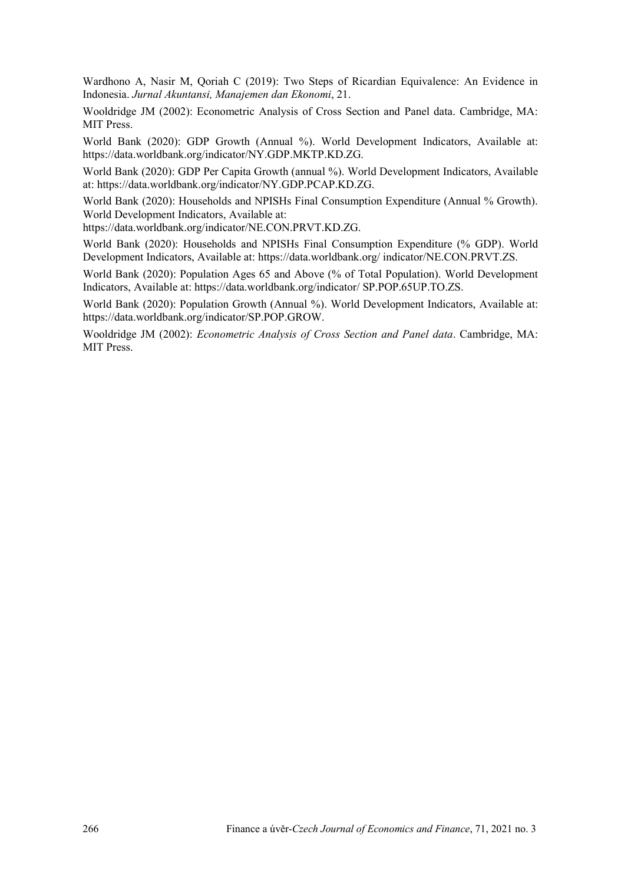Wardhono A, Nasir M, Qoriah C (2019): Two Steps of Ricardian Equivalence: An Evidence in Indonesia. *Jurnal Akuntansi, Manajemen dan Ekonomi*, 21.

Wooldridge JM (2002): Econometric Analysis of Cross Section and Panel data. Cambridge, MA: MIT Press.

World Bank (2020): GDP Growth (Annual %). World Development Indicators, Available at: https://data.worldbank.org/indicator/NY.GDP.MKTP.KD.ZG.

World Bank (2020): GDP Per Capita Growth (annual %). World Development Indicators, Available at: https://data.worldbank.org/indicator/NY.GDP.PCAP.KD.ZG.

World Bank (2020): Households and NPISHs Final Consumption Expenditure (Annual % Growth). World Development Indicators, Available at: https://data.worldbank.org/indicator/NE.CON.PRVT.KD.ZG.

World Bank (2020): Households and NPISHs Final Consumption Expenditure (% GDP). World Development Indicators, Available at: https://data.worldbank.org/ indicator/NE.CON.PRVT.ZS.

World Bank (2020): Population Ages 65 and Above (% of Total Population). World Development Indicators, Available at: https://data.worldbank.org/indicator/ SP.POP.65UP.TO.ZS.

World Bank (2020): Population Growth (Annual %). World Development Indicators, Available at: https://data.worldbank.org/indicator/SP.POP.GROW.

Wooldridge JM (2002): *Econometric Analysis of Cross Section and Panel data*. Cambridge, MA: MIT Press.